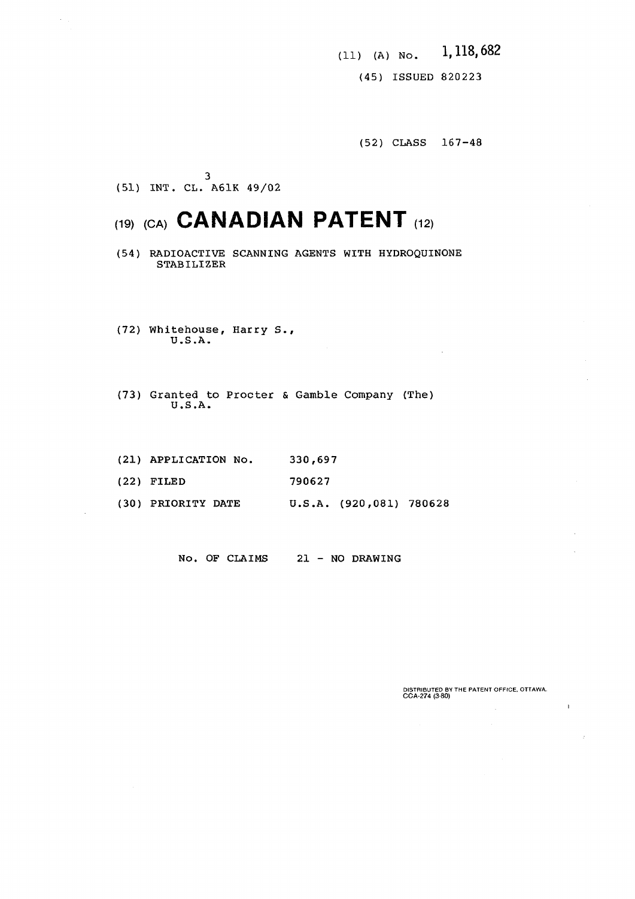(11) (A) No. 1,118,682

(45) ISSUED 820223

(52) CLASS 167-48

(51) INT. CL. $A61K\ 49/02$ [3]

# (19) (CA) CANADIAN PATENT (12)

(54) RADIOACTIVE SCANNING AGENTS WITH HYDROQUINONE STABILIZER

(72) Whitehouse, Harry S.,
U.S.A.

(73) Granted to Procter & Gamble Company (The)
U.S.A.

(21) APPLICATION No. 330,697

(22) FILED 790627

(30) PRIORITY DATE U.S.A. (920,081) 780628

No. OF CLAIMS 21 - NO DRAWING

DISTRIBUTED BY THE PATENT OFFICE, OTTAWA.
CCA-274 (3-80)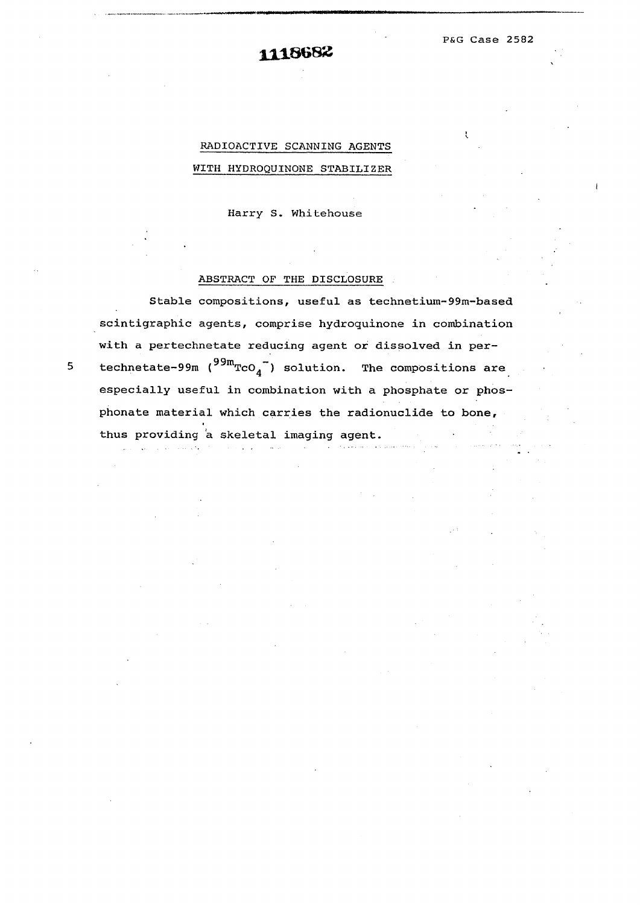1118682

P&G Case 2582

# RADIOACTIVE SCANNING AGENTS WITH HYDROQUINONE STABILIZER

Harry S. Whitehouse

## ABSTRACT OF THE DISCLOSURE

Stable compositions, useful as technetium-99m-based scintigraphic agents, comprise hydroquinone in combination with a pertechnetate reducing agent or dissolved in pertechnetate-99m ($^{99m}TcO_4^-$) solution. The compositions are especially useful in combination with a phosphate or phosphonate material which carries the radionuclide to bone, thus providing a skeletal imaging agent.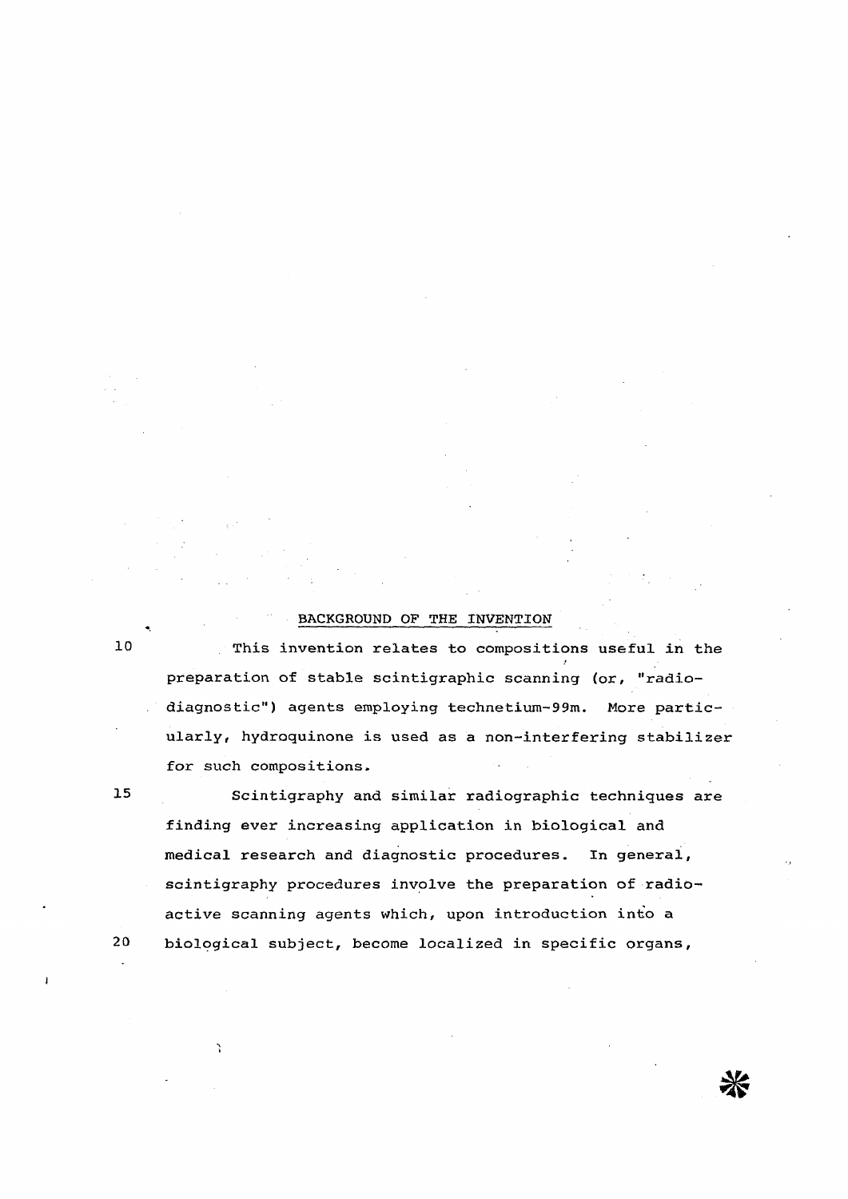## BACKGROUND OF THE INVENTION

This invention relates to compositions useful in the preparation of stable scintigraphic scanning (or, "radio-diagnostic") agents employing technetium-99m. More particularly, hydroquinone is used as a non-interfering stabilizer for such compositions.

Scintigraphy and similar radiographic techniques are finding ever increasing application in biological and medical research and diagnostic procedures. In general, scintigraphy procedures involve the preparation of radioactive scanning agents which, upon introduction into a biological subject, become localized in specific organs,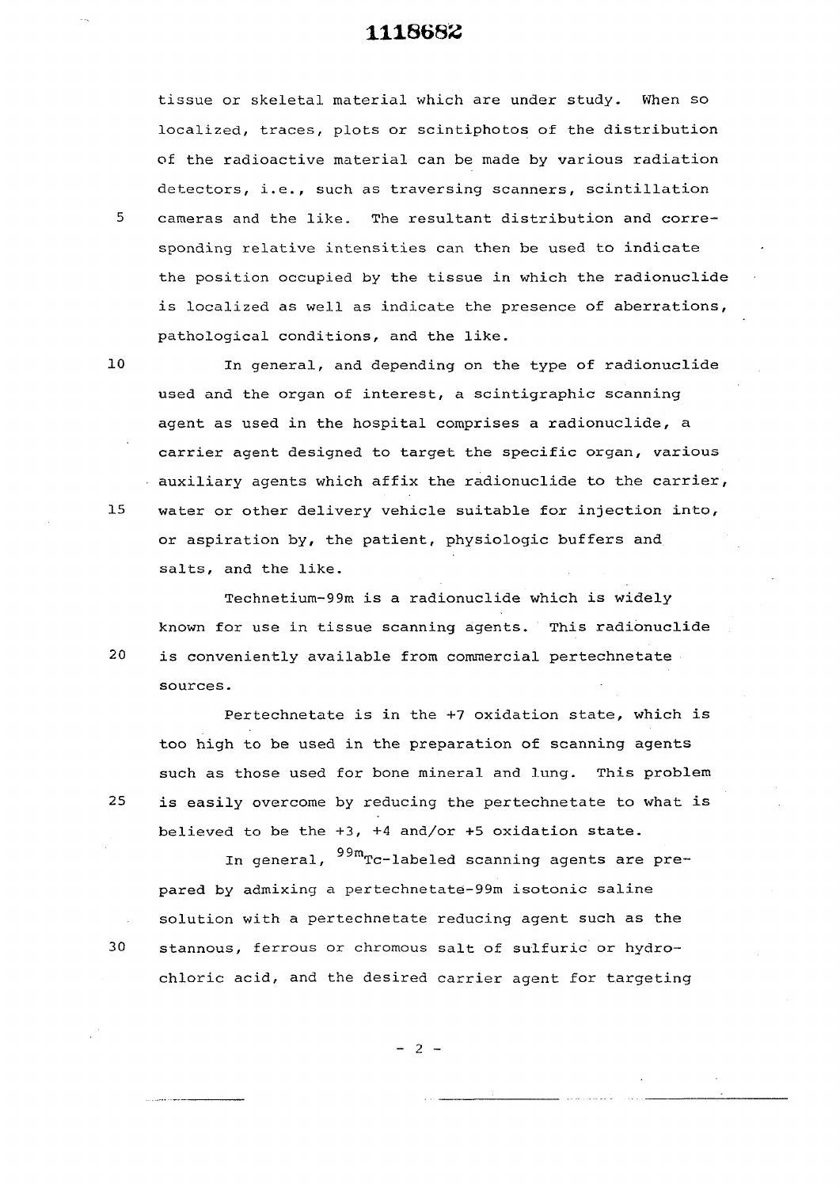tissue or skeletal material which are under study. When so localized, traces, plots or scintiphotos of the distribution of the radioactive material can be made by various radiation detectors, i.e., such as traversing scanners, scintillation cameras and the like. The resultant distribution and corresponding relative intensities can then be used to indicate the position occupied by the tissue in which the radionuclide is localized as well as indicate the presence of aberrations, pathological conditions, and the like.

In general, and depending on the type of radionuclide used and the organ of interest, a scintigraphic scanning agent as used in the hospital comprises a radionuclide, a carrier agent designed to target the specific organ, various auxiliary agents which affix the radionuclide to the carrier, water or other delivery vehicle suitable for injection into, or aspiration by, the patient, physiologic buffers and salts, and the like.

Technetium-99m is a radionuclide which is widely known for use in tissue scanning agents. This radionuclide is conveniently available from commercial pertechnetate sources.

Pertechnetate is in the +7 oxidation state, which is too high to be used in the preparation of scanning agents such as those used for bone mineral and lung. This problem is easily overcome by reducing the pertechnetate to what is believed to be the +3, +4 and/or +5 oxidation state.

In general, $^{99m}$Tc-labeled scanning agents are prepared by admixing a pertechnetate-99m isotonic saline solution with a pertechnetate reducing agent such as the stannous, ferrous or chromous salt of sulfuric or hydrochloric acid, and the desired carrier agent for targeting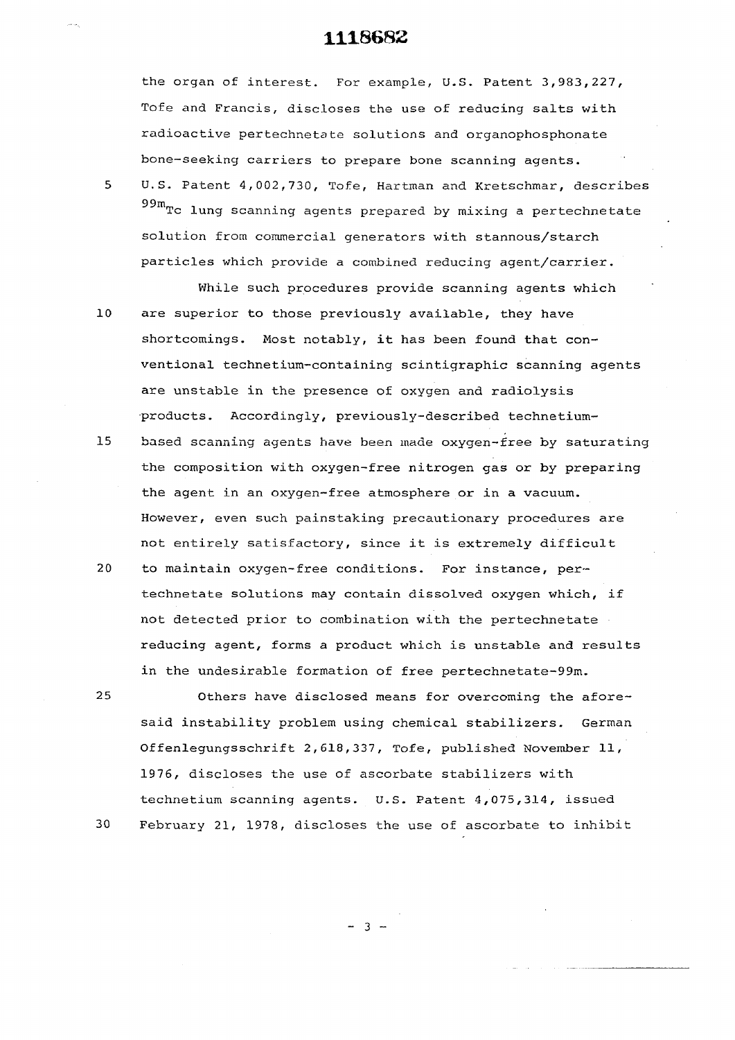the organ of interest. For example, U.S. Patent 3,983,227, Tofe and Francis, discloses the use of reducing salts with radioactive pertechnetate solutions and organophosphonate bone-seeking carriers to prepare bone scanning agents. U.S. Patent 4,002,730, Tofe, Hartman and Kretschmar, describes $^{99m}$Tc lung scanning agents prepared by mixing a pertechnetate solution from commercial generators with stannous/starch particles which provide a combined reducing agent/carrier.

While such procedures provide scanning agents which are superior to those previously available, they have shortcomings. Most notably, it has been found that conventional technetium-containing scintigraphic scanning agents are unstable in the presence of oxygen and radiolysis products. Accordingly, previously-described technetium-based scanning agents have been made oxygen-free by saturating the composition with oxygen-free nitrogen gas or by preparing the agent in an oxygen-free atmosphere or in a vacuum. However, even such painstaking precautionary procedures are not entirely satisfactory, since it is extremely difficult to maintain oxygen-free conditions. For instance, pertechnetate solutions may contain dissolved oxygen which, if not detected prior to combination with the pertechnetate reducing agent, forms a product which is unstable and results in the undesirable formation of free pertechnetate-99m.

Others have disclosed means for overcoming the aforesaid instability problem using chemical stabilizers. German Offenlegungsschrift 2,618,337, Tofe, published November 11, 1976, discloses the use of ascorbate stabilizers with technetium scanning agents. U.S. Patent 4,075,314, issued February 21, 1978, discloses the use of ascorbate to inhibit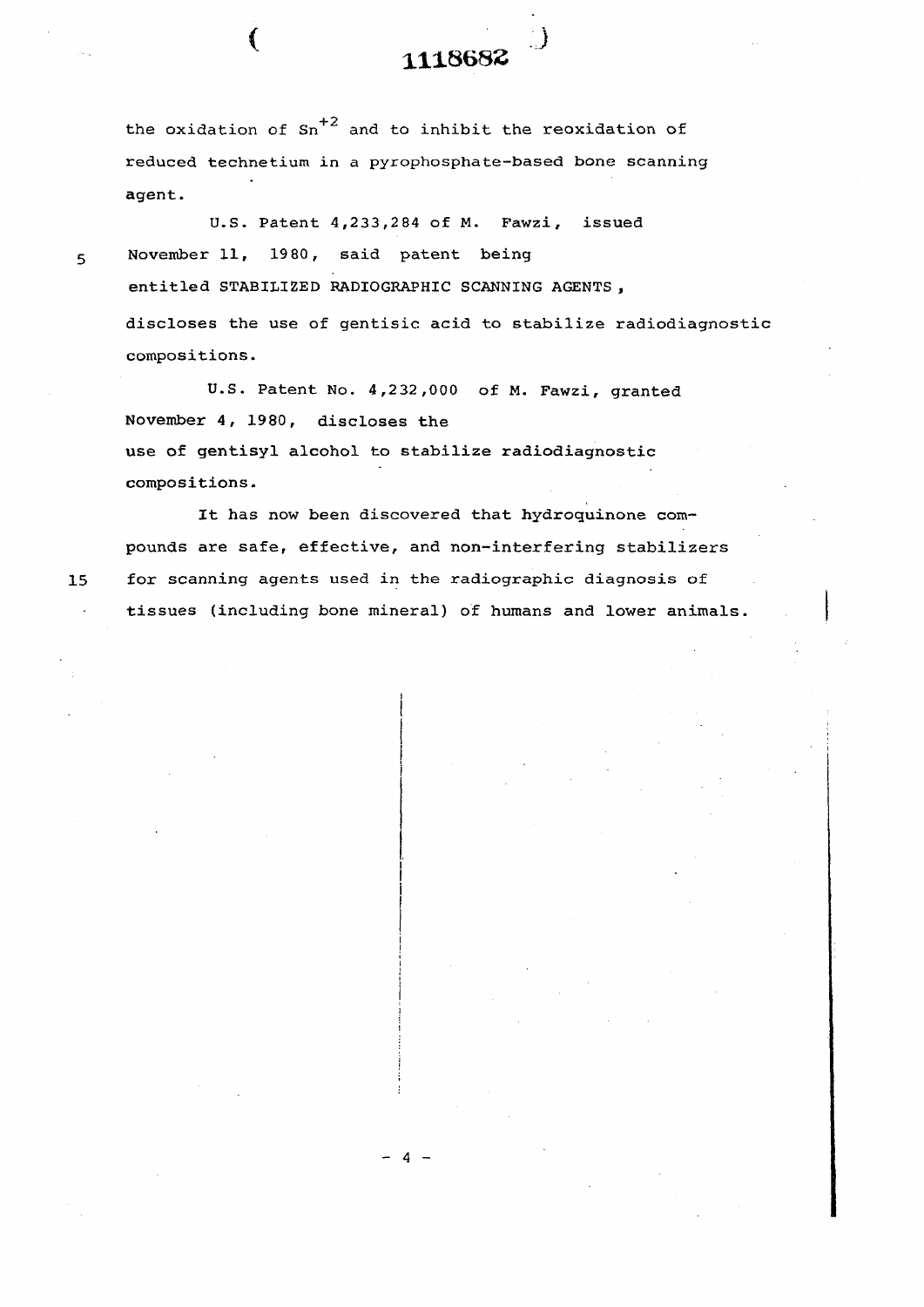the oxidation of $Sn^{+2}$ and to inhibit the reoxidation of reduced technetium in a pyrophosphate-based bone scanning agent.

U.S. Patent 4,233,284 of M. Fawzi, issued November 11, 1980, said patent being entitled STABILIZED RADIOGRAPHIC SCANNING AGENTS, discloses the use of gentisic acid to stabilize radiodiagnostic compositions.

U.S. Patent No. 4,232,000 of M. Fawzi, granted November 4, 1980, discloses the use of gentisyl alcohol to stabilize radiodiagnostic compositions.

It has now been discovered that hydroquinone compounds are safe, effective, and non-interfering stabilizers for scanning agents used in the radiographic diagnosis of tissues (including bone mineral) of humans and lower animals.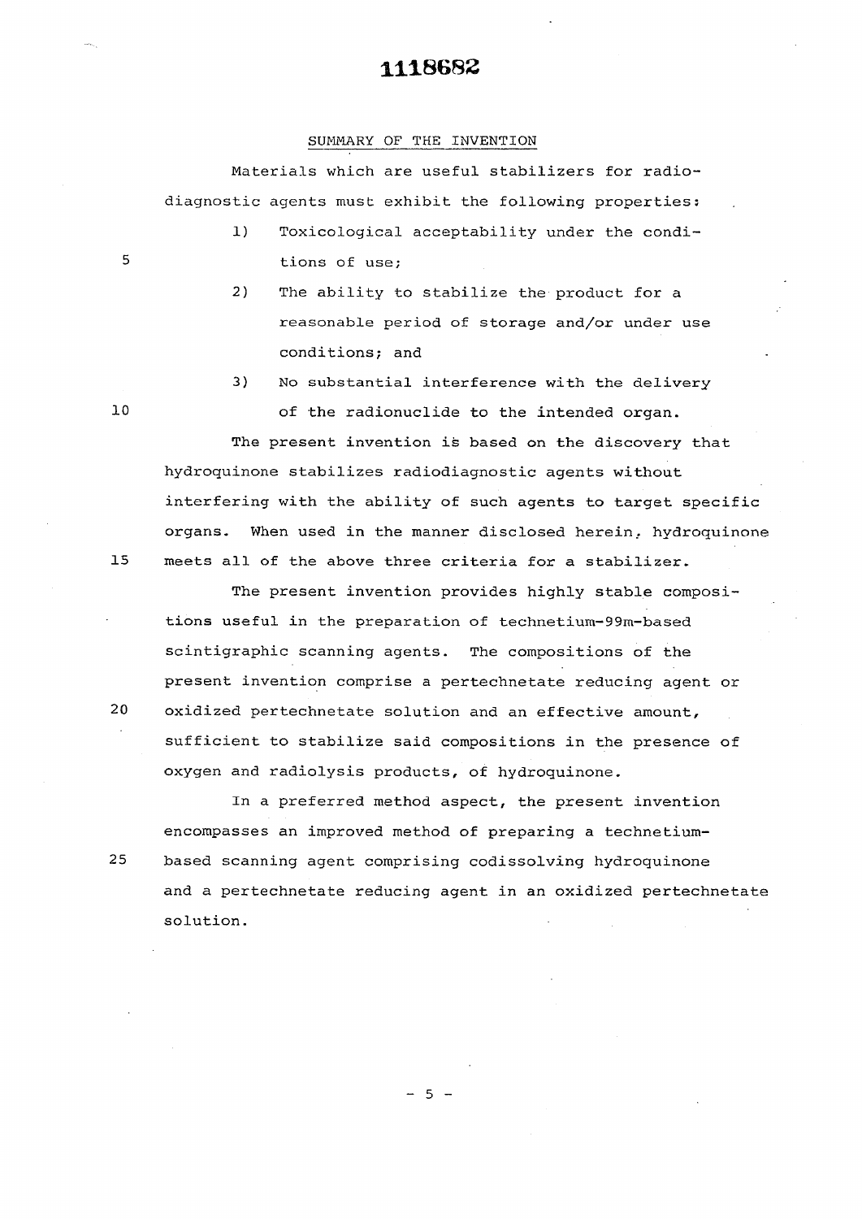## SUMMARY OF THE INVENTION

Materials which are useful stabilizers for radiodiagnostic agents must exhibit the following properties:

1) Toxicological acceptability under the conditions of use;
2) The ability to stabilize the product for a reasonable period of storage and/or under use conditions; and
3) No substantial interference with the delivery of the radionuclide to the intended organ.

The present invention is based on the discovery that hydroquinone stabilizes radiodiagnostic agents without interfering with the ability of such agents to target specific organs. When used in the manner disclosed herein, hydroquinone meets all of the above three criteria for a stabilizer.

The present invention provides highly stable compositions useful in the preparation of technetium-99m-based scintigraphic scanning agents. The compositions of the present invention comprise a pertechnetate reducing agent or oxidized pertechnetate solution and an effective amount, sufficient to stabilize said compositions in the presence of oxygen and radiolysis products, of hydroquinone.

In a preferred method aspect, the present invention encompasses an improved method of preparing a technetium-based scanning agent comprising codissolving hydroquinone and a pertechnetate reducing agent in an oxidized pertechnetate solution.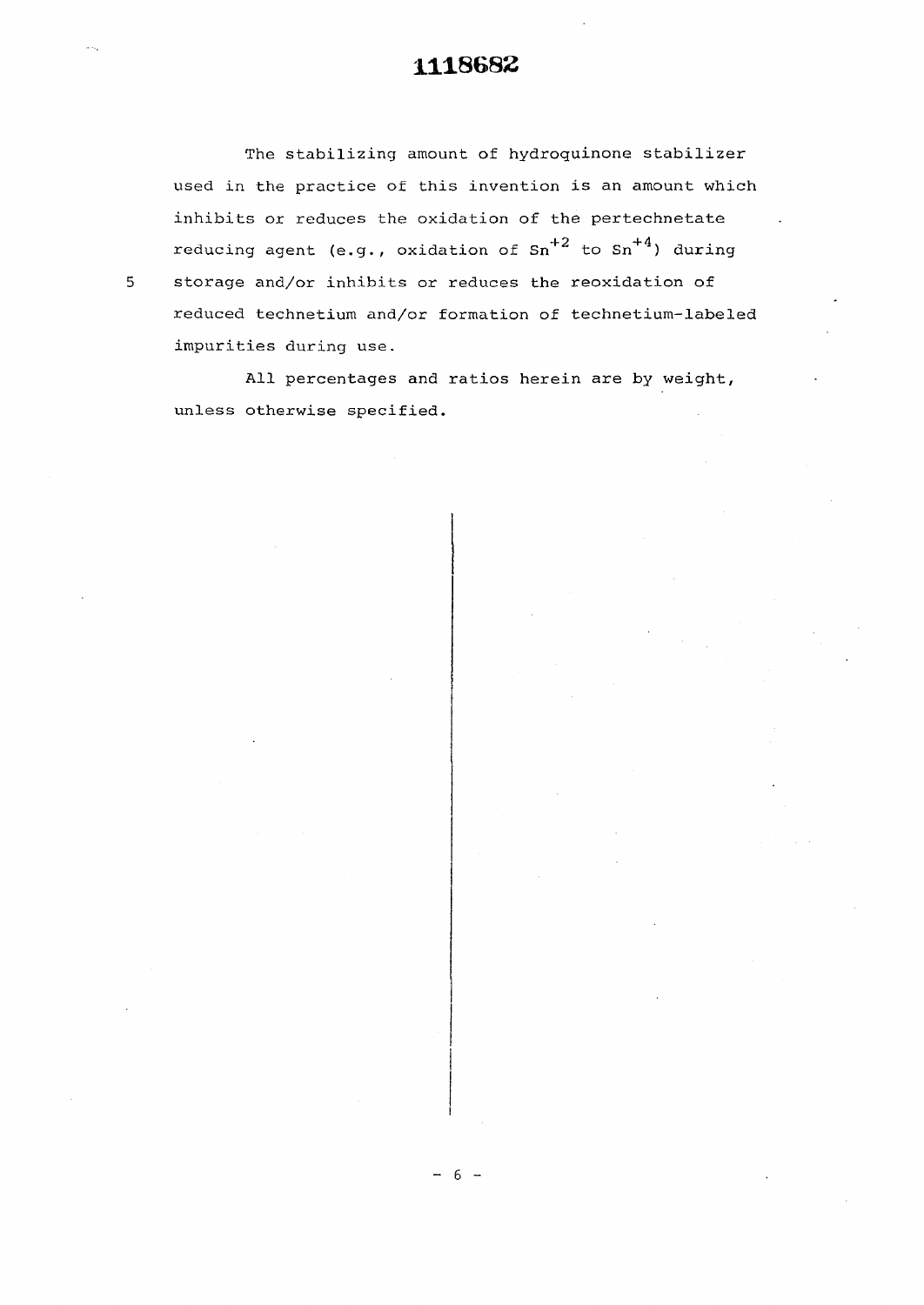The stabilizing amount of hydroquinone stabilizer used in the practice of this invention is an amount which inhibits or reduces the oxidation of the pertechnetate reducing agent (e.g., oxidation of $Sn^{+2}$ to $Sn^{+4}$) during storage and/or inhibits or reduces the reoxidation of reduced technetium and/or formation of technetium-labeled impurities during use.

All percentages and ratios herein are by weight, unless otherwise specified.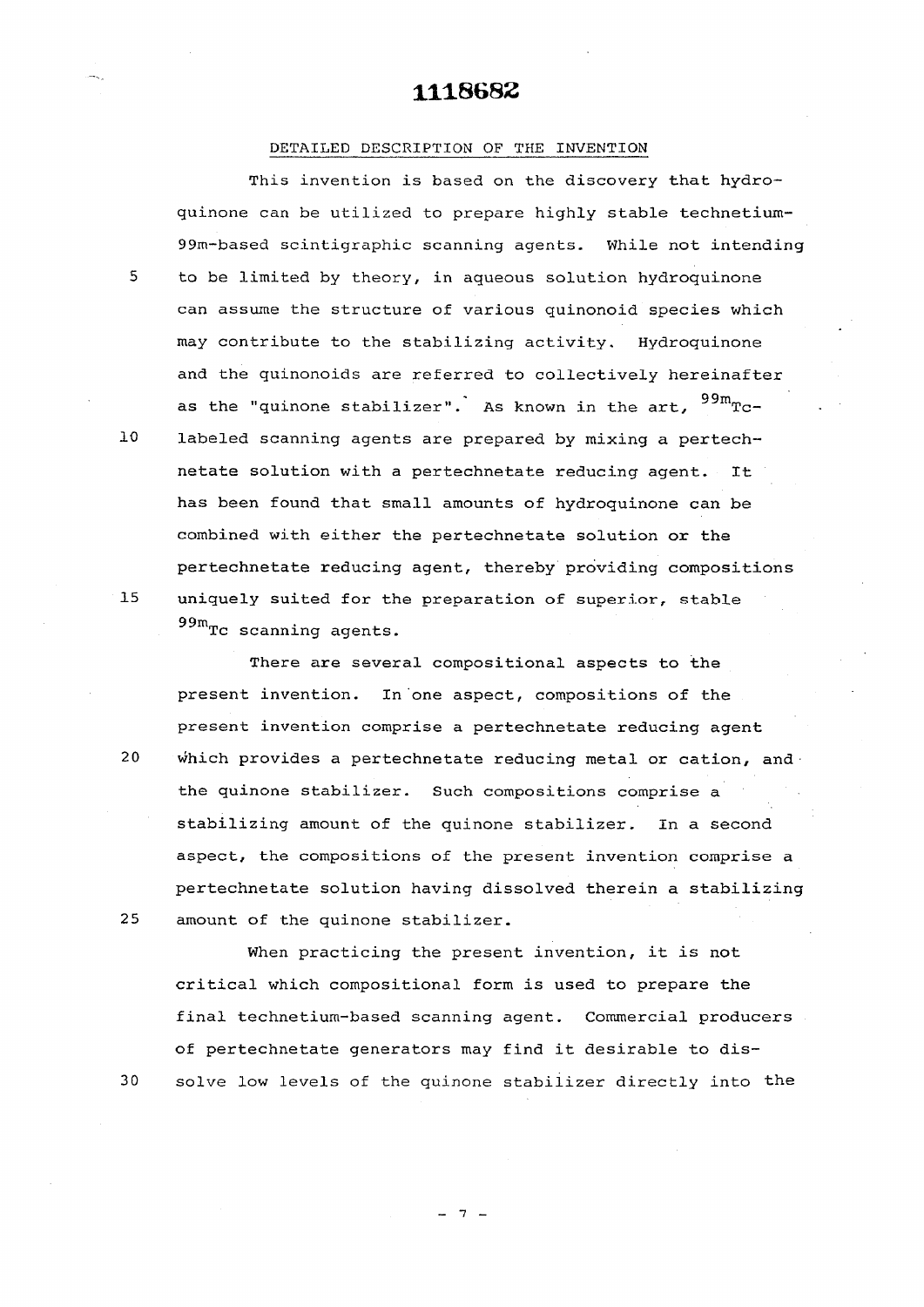## DETAILED DESCRIPTION OF THE INVENTION

This invention is based on the discovery that hydroquinone can be utilized to prepare highly stable technetium-99m-based scintigraphic scanning agents. While not intending to be limited by theory, in aqueous solution hydroquinone can assume the structure of various quinonoid species which may contribute to the stabilizing activity. Hydroquinone and the quinonoids are referred to collectively hereinafter as the "quinone stabilizer". As known in the art, $^{99m}$Tc-labeled scanning agents are prepared by mixing a pertechnetate solution with a pertechnetate reducing agent. It has been found that small amounts of hydroquinone can be combined with either the pertechnetate solution or the pertechnetate reducing agent, thereby providing compositions uniquely suited for the preparation of superior, stable $^{99m}$Tc scanning agents.

There are several compositional aspects to the present invention. In one aspect, compositions of the present invention comprise a pertechnetate reducing agent which provides a pertechnetate reducing metal or cation, and the quinone stabilizer. Such compositions comprise a stabilizing amount of the quinone stabilizer. In a second aspect, the compositions of the present invention comprise a pertechnetate solution having dissolved therein a stabilizing amount of the quinone stabilizer.

When practicing the present invention, it is not critical which compositional form is used to prepare the final technetium-based scanning agent. Commercial producers of pertechnetate generators may find it desirable to dissolve low levels of the quinone stabilizer directly into the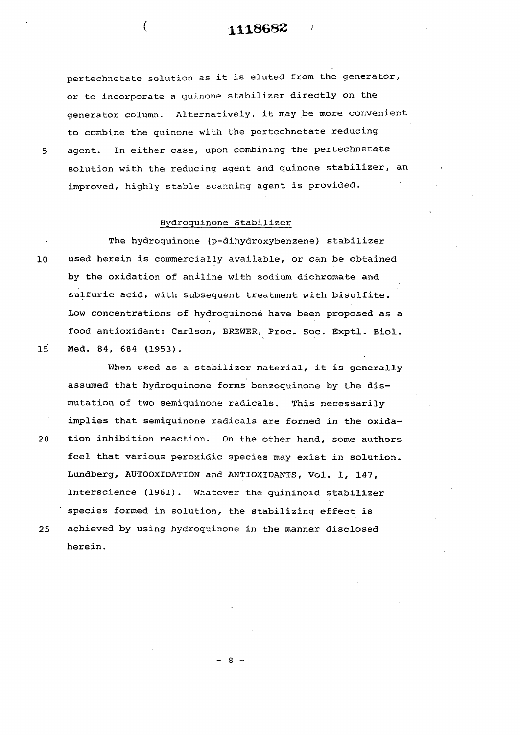pertechnetate solution as it is eluted from the generator, or to incorporate a quinone stabilizer directly on the generator column. Alternatively, it may be more convenient to combine the quinone with the pertechnetate reducing agent. In either case, upon combining the pertechnetate solution with the reducing agent and quinone stabilizer, an improved, highly stable scanning agent is provided.

## Hydroquinone Stabilizer

The hydroquinone (p-dihydroxybenzene) stabilizer used herein is commercially available, or can be obtained by the oxidation of aniline with sodium dichromate and sulfuric acid, with subsequent treatment with bisulfite. Low concentrations of hydroquinone have been proposed as a food antioxidant: Carlson, BREWER, Proc. Soc. Exptl. Biol. Med. 84, 684 (1953).

When used as a stabilizer material, it is generally assumed that hydroquinone forms benzoquinone by the dismutation of two semiquinone radicals. This necessarily implies that semiquinone radicals are formed in the oxidation inhibition reaction. On the other hand, some authors feel that various peroxidic species may exist in solution. Lundberg, AUTOOXIDATION and ANTIOXIDANTS, Vol. 1, 147, Interscience (1961). Whatever the quininoid stabilizer species formed in solution, the stabilizing effect is achieved by using hydroquinone in the manner disclosed herein.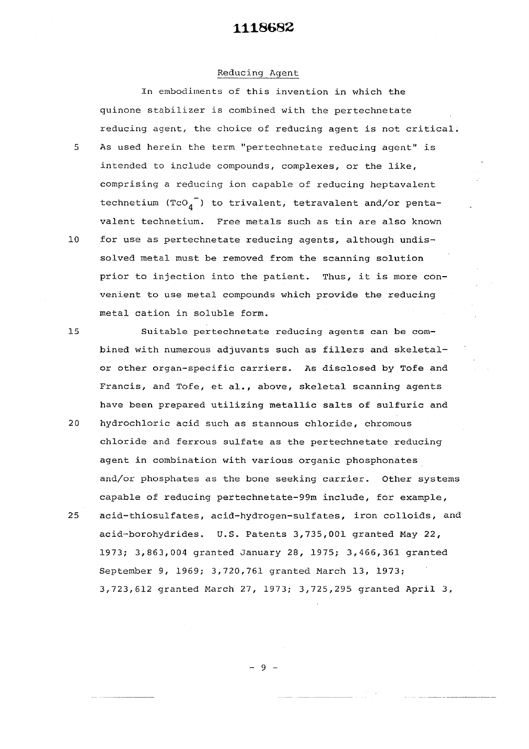## Reducing Agent

In embodiments of this invention in which the quinone stabilizer is combined with the pertechnetate reducing agent, the choice of reducing agent is not critical. As used herein the term "pertechnetate reducing agent" is intended to include compounds, complexes, or the like, comprising a reducing ion capable of reducing heptavalent technetium ($TcO_4^-$) to trivalent, tetravalent and/or pentavalent technetium. Free metals such as tin are also known for use as pertechnetate reducing agents, although undissolved metal must be removed from the scanning solution prior to injection into the patient. Thus, it is more convenient to use metal compounds which provide the reducing metal cation in soluble form.

Suitable pertechnetate reducing agents can be combined with numerous adjuvants such as fillers and skeletal- or other organ-specific carriers. As disclosed by Tofe and Francis, and Tofe, et al., above, skeletal scanning agents have been prepared utilizing metallic salts of sulfuric and hydrochloric acid such as stannous chloride, chromous chloride and ferrous sulfate as the pertechnetate reducing agent in combination with various organic phosphonates and/or phosphates as the bone seeking carrier. Other systems capable of reducing pertechnetate-99m include, for example, acid-thiosulfates, acid-hydrogen-sulfates, iron colloids, and acid-borohydrides. U.S. Patents 3,735,001 granted May 22, 1973; 3,863,004 granted January 28, 1975; 3,466,361 granted September 9, 1969; 3,720,761 granted March 13, 1973; 3,723,612 granted March 27, 1973; 3,725,295 granted April 3,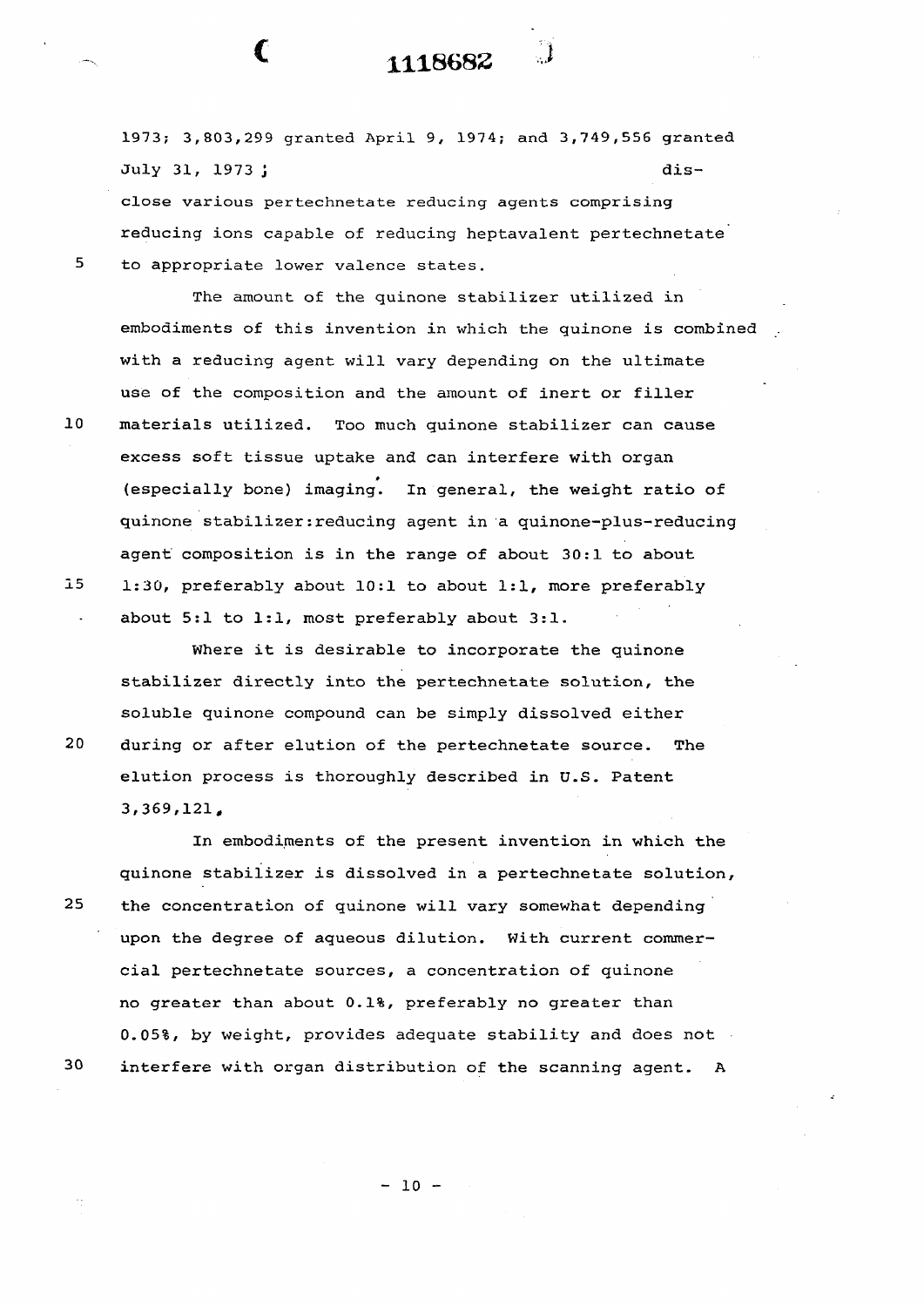1973; 3,803,299 granted April 9, 1974; and 3,749,556 granted July 31, 1973; disclose various pertechnetate reducing agents comprising reducing ions capable of reducing heptavalent pertechnetate to appropriate lower valence states.

The amount of the quinone stabilizer utilized in embodiments of this invention in which the quinone is combined with a reducing agent will vary depending on the ultimate use of the composition and the amount of inert or filler materials utilized. Too much quinone stabilizer can cause excess soft tissue uptake and can interfere with organ (especially bone) imaging. In general, the weight ratio of quinone stabilizer:reducing agent in a quinone-plus-reducing agent composition is in the range of about 30:1 to about 1:30, preferably about 10:1 to about 1:1, more preferably about 5:1 to 1:1, most preferably about 3:1.

Where it is desirable to incorporate the quinone stabilizer directly into the pertechnetate solution, the soluble quinone compound can be simply dissolved either during or after elution of the pertechnetate source. The elution process is thoroughly described in U.S. Patent 3,369,121.

In embodiments of the present invention in which the quinone stabilizer is dissolved in a pertechnetate solution, the concentration of quinone will vary somewhat depending upon the degree of aqueous dilution. With current commercial pertechnetate sources, a concentration of quinone no greater than about 0.1%, preferably no greater than 0.05%, by weight, provides adequate stability and does not interfere with organ distribution of the scanning agent. A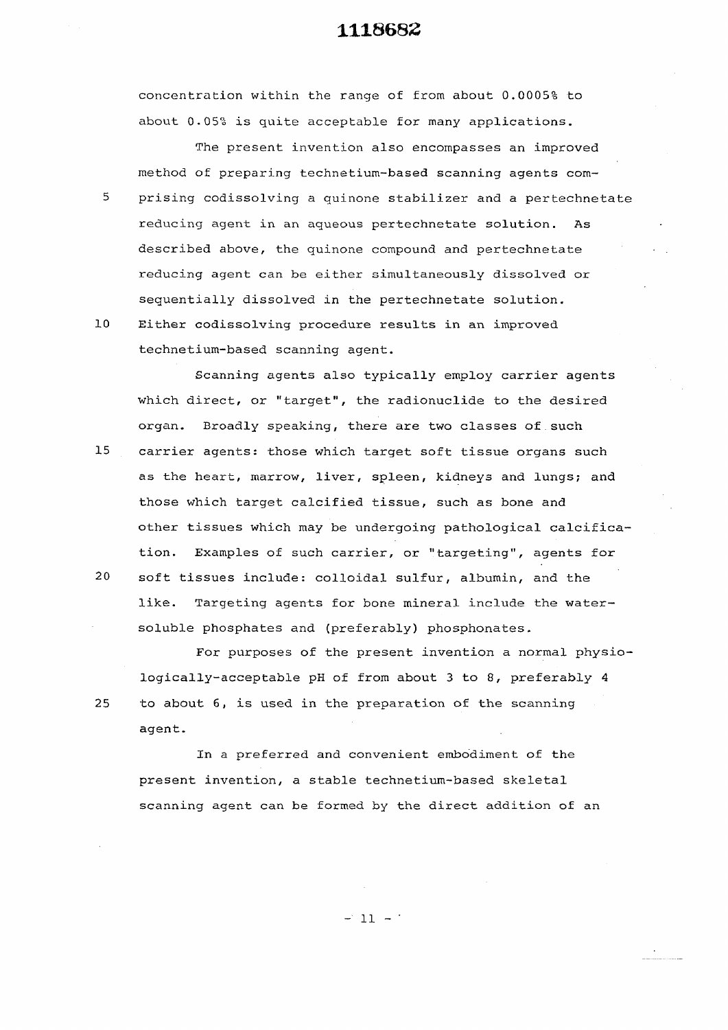concentration within the range of from about 0.0005% to about 0.05% is quite acceptable for many applications.

The present invention also encompasses an improved method of preparing technetium-based scanning agents comprising codissolving a quinone stabilizer and a pertechnetate reducing agent in an aqueous pertechnetate solution. As described above, the quinone compound and pertechnetate reducing agent can be either simultaneously dissolved or sequentially dissolved in the pertechnetate solution. Either codissolving procedure results in an improved technetium-based scanning agent.

Scanning agents also typically employ carrier agents which direct, or "target", the radionuclide to the desired organ. Broadly speaking, there are two classes of such carrier agents: those which target soft tissue organs such as the heart, marrow, liver, spleen, kidneys and lungs; and those which target calcified tissue, such as bone and other tissues which may be undergoing pathological calcification. Examples of such carrier, or "targeting", agents for soft tissues include: colloidal sulfur, albumin, and the like. Targeting agents for bone mineral include the water-soluble phosphates and (preferably) phosphonates.

For purposes of the present invention a normal physiologically-acceptable pH of from about 3 to 8, preferably 4 to about 6, is used in the preparation of the scanning agent.

In a preferred and convenient embodiment of the present invention, a stable technetium-based skeletal scanning agent can be formed by the direct addition of an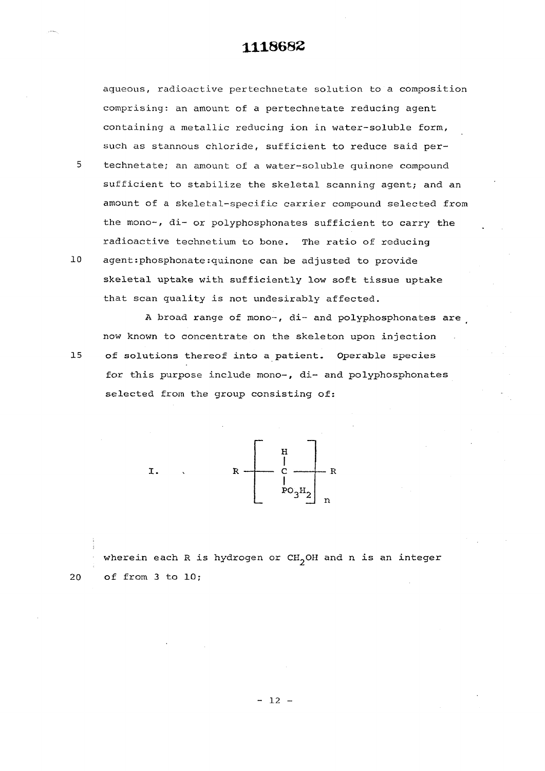aqueous, radioactive pertechnetate solution to a composition comprising: an amount of a pertechnetate reducing agent containing a metallic reducing ion in water-soluble form, such as stannous chloride, sufficient to reduce said pertechnetate; an amount of a water-soluble quinone compound sufficient to stabilize the skeletal scanning agent; and an amount of a skeletal-specific carrier compound selected from the mono-, di- or polyphosphonates sufficient to carry the radioactive technetium to bone. The ratio of reducing agent:phosphonate:quinone can be adjusted to provide skeletal uptake with sufficiently low soft tissue uptake that scan quality is not undesirably affected.

A broad range of mono-, di- and polyphosphonates are now known to concentrate on the skeleton upon injection of solutions thereof into a patient. Operable species for this purpose include mono-, di- and polyphosphonates selected from the group consisting of:

$$\text{I.} \qquad R - \left[ \begin{array}{c} H \\ | \\ C \\ | \\ PO_3H_2 \end{array} \right]_n - R$$

wherein each R is hydrogen or $CH_2OH$ and n is an integer of from 3 to 10;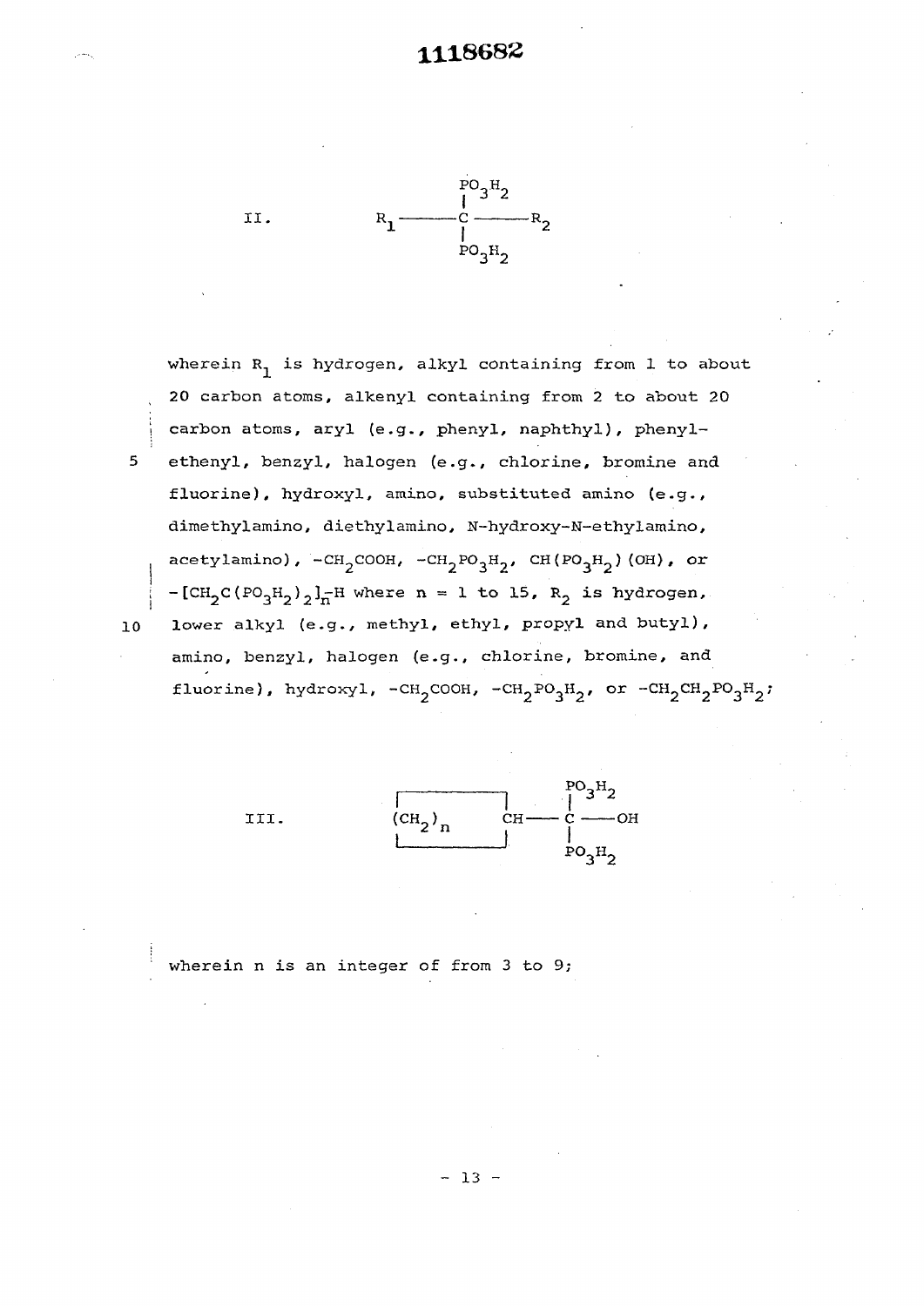II.

$$R_1 - \overset{\displaystyle PO_3H_2}{\underset{\displaystyle PO_3H_2}{\overset{|}{\underset{|}{C}}}} - R_2$$

wherein $R_1$ is hydrogen, alkyl containing from 1 to about 20 carbon atoms, alkenyl containing from 2 to about 20 carbon atoms, aryl (e.g., phenyl, naphthyl), phenylethenyl, benzyl, halogen (e.g., chlorine, bromine and fluorine), hydroxyl, amino, substituted amino (e.g., dimethylamino, diethylamino, N-hydroxy-N-ethylamino, acetylamino), $-CH_2COOH$, $-CH_2PO_3H_2$, $CH(PO_3H_2)(OH)$, or $-[CH_2C(PO_3H_2)_2]_n-H$ where n = 1 to 15, $R_2$ is hydrogen, lower alkyl (e.g., methyl, ethyl, propyl and butyl), amino, benzyl, halogen (e.g., chlorine, bromine, and fluorine), hydroxyl, $-CH_2COOH$, $-CH_2PO_3H_2$, or $-CH_2CH_2PO_3H_2$;

III.

$$\boxed{(CH_2)_n \quad CH} - \overset{\displaystyle PO_3H_2}{\underset{\displaystyle PO_3H_2}{\overset{|}{\underset{|}{C}}}} - OH$$

wherein n is an integer of from 3 to 9;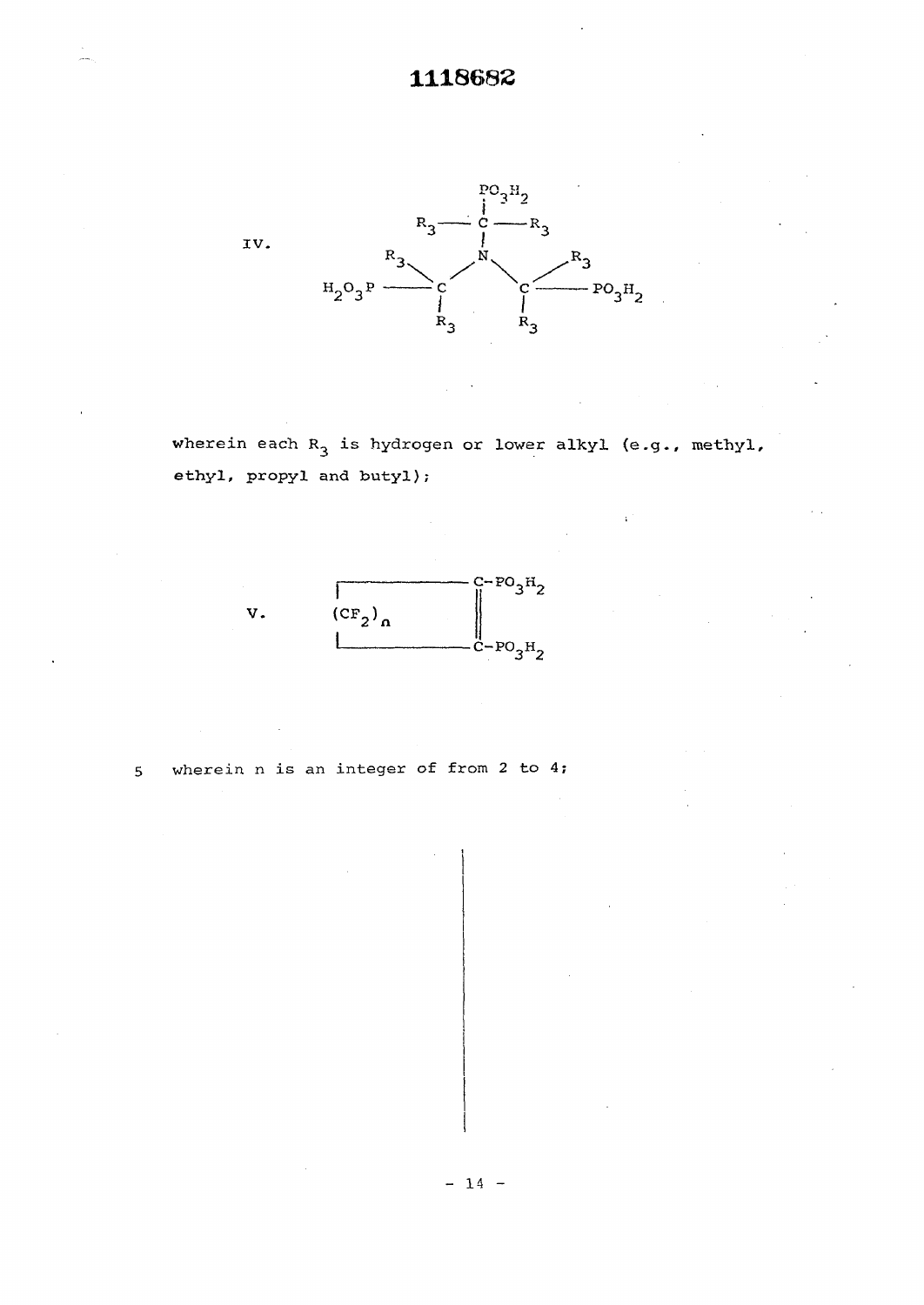IV.

$$N\left(C(R_3)_2PO_3H_2\right)_3$$

wherein each $R_3$ is hydrogen or lower alkyl (e.g., methyl, ethyl, propyl and butyl);

V.

$$\overline{(CF_2)_n - C(PO_3H_2){=}C(PO_3H_2)}\ \text{(ring)}$$

wherein n is an integer of from 2 to 4;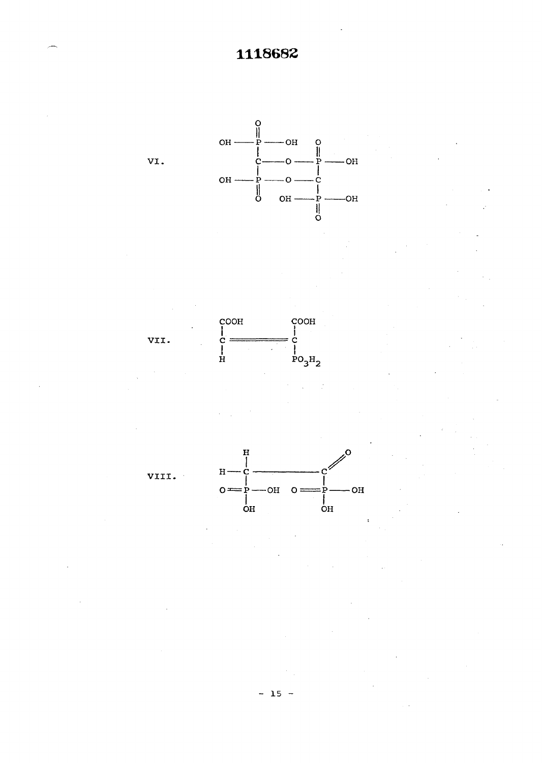VI.

```
        O
        ‖
OH ——— P ——— OH      O
        |            ‖
        C ——— O ——— P ——— OH
        |            |
OH ——— P ——— O ——— C
        ‖            |
        O      OH ——— P ——— OH
                     ‖
                     O
```

VII.

```
COOH              COOH
 |                 |
 C ═══════════════ C
 |                 |
 H                PO3H2
```

VIII.

```
      H
      |                  O
H ——— C ———————————— C //
      |                  |
O ══ P ——— OH   O ══ P ——— OH
      |                  |
      OH                 OH
```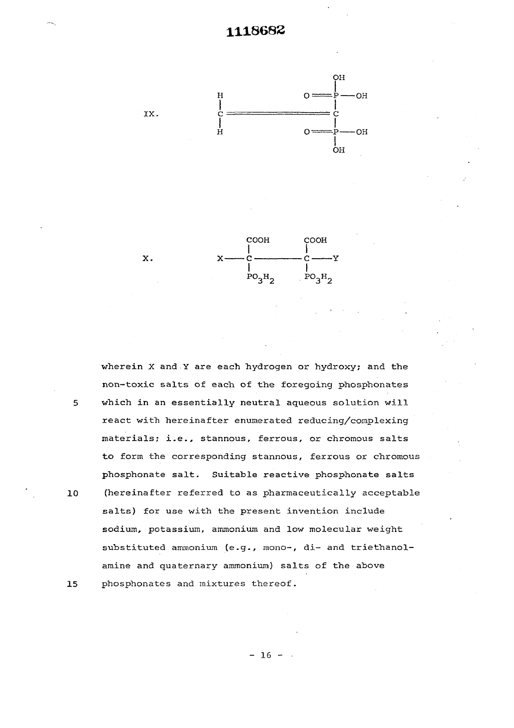IX.

$$H_2C=C(PO_3H_2)_2$$

X.

$$X-\underset{PO_3H_2}{\overset{COOH}{C}}-\underset{PO_3H_2}{\overset{COOH}{C}}-Y$$

wherein X and Y are each hydrogen or hydroxy; and the non-toxic salts of each of the foregoing phosphonates which in an essentially neutral aqueous solution will react with hereinafter enumerated reducing/complexing materials; i.e., stannous, ferrous, or chromous salts to form the corresponding stannous, ferrous or chromous phosphonate salt. Suitable reactive phosphonate salts (hereinafter referred to as pharmaceutically acceptable salts) for use with the present invention include sodium, potassium, ammonium and low molecular weight substituted ammonium (e.g., mono-, di- and triethanolamine and quaternary ammonium) salts of the above phosphonates and mixtures thereof.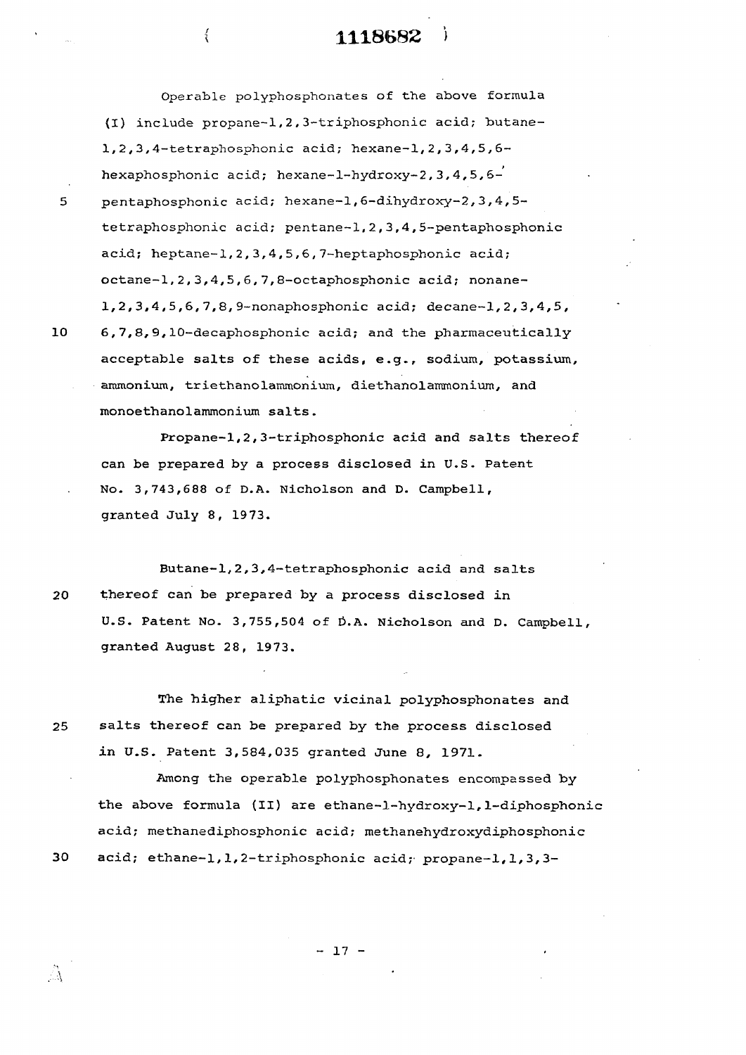Operable polyphosphonates of the above formula (I) include propane-1,2,3-triphosphonic acid; butane-1,2,3,4-tetraphosphonic acid; hexane-1,2,3,4,5,6-hexaphosphonic acid; hexane-1-hydroxy-2,3,4,5,6-pentaphosphonic acid; hexane-1,6-dihydroxy-2,3,4,5-tetraphosphonic acid; pentane-1,2,3,4,5-pentaphosphonic acid; heptane-1,2,3,4,5,6,7-heptaphosphonic acid; octane-1,2,3,4,5,6,7,8-octaphosphonic acid; nonane-1,2,3,4,5,6,7,8,9-nonaphosphonic acid; decane-1,2,3,4,5,6,7,8,9,10-decaphosphonic acid; and the pharmaceutically acceptable salts of these acids, e.g., sodium, potassium, ammonium, triethanolammonium, diethanolammonium, and monoethanolammonium salts.

Propane-1,2,3-triphosphonic acid and salts thereof can be prepared by a process disclosed in U.S. Patent No. 3,743,688 of D.A. Nicholson and D. Campbell, granted July 8, 1973.

Butane-1,2,3,4-tetraphosphonic acid and salts thereof can be prepared by a process disclosed in U.S. Patent No. 3,755,504 of D.A. Nicholson and D. Campbell, granted August 28, 1973.

The higher aliphatic vicinal polyphosphonates and salts thereof can be prepared by the process disclosed in U.S. Patent 3,584,035 granted June 8, 1971.

Among the operable polyphosphonates encompassed by the above formula (II) are ethane-1-hydroxy-1,1-diphosphonic acid; methanediphosphonic acid; methanehydroxydiphosphonic acid; ethane-1,1,2-triphosphonic acid; propane-1,1,3,3-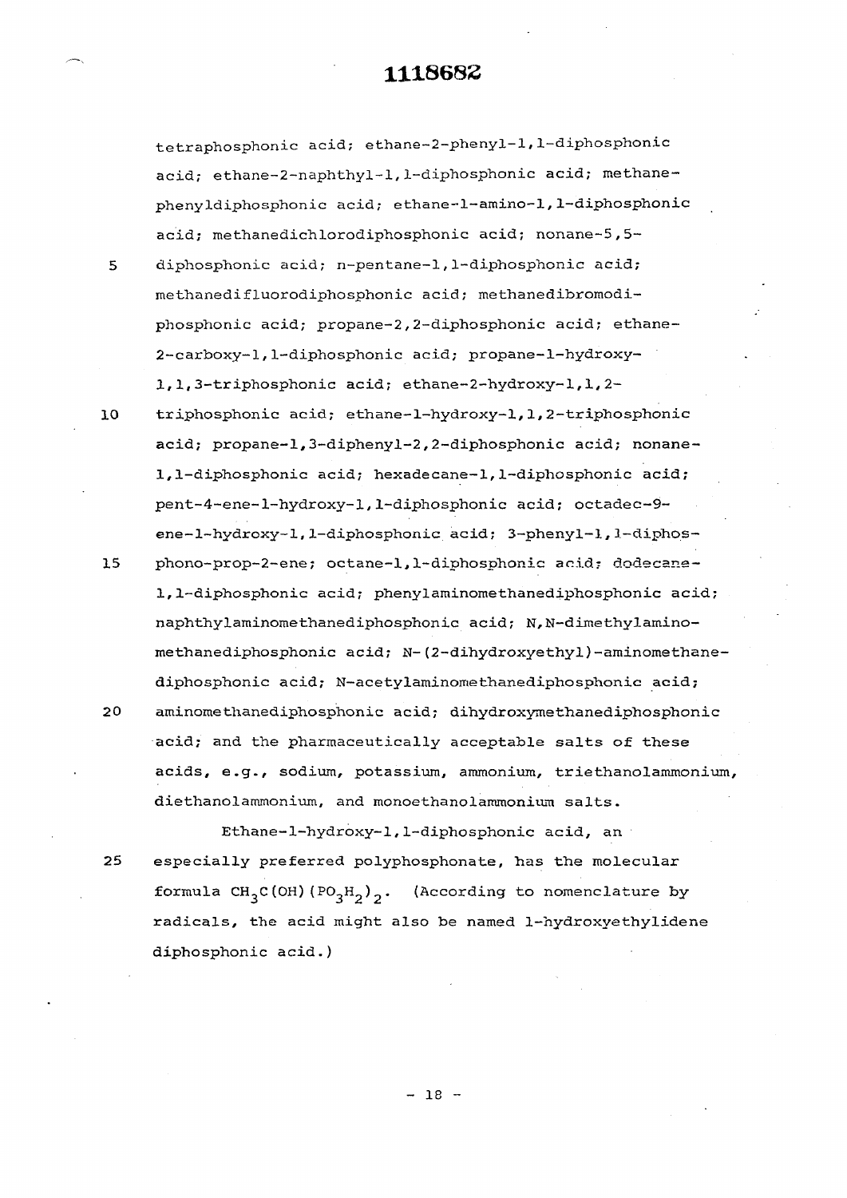tetraphosphonic acid; ethane-2-phenyl-1,1-diphosphonic acid; ethane-2-naphthyl-1,1-diphosphonic acid; methanephenyldiphosphonic acid; ethane-1-amino-1,1-diphosphonic acid; methanedichlorodiphosphonic acid; nonane-5,5-diphosphonic acid; n-pentane-1,1-diphosphonic acid; methanedifluorodiphosphonic acid; methanedibromodiphosphonic acid; propane-2,2-diphosphonic acid; ethane-2-carboxy-1,1-diphosphonic acid; propane-1-hydroxy-1,1,3-triphosphonic acid; ethane-2-hydroxy-1,1,2-triphosphonic acid; ethane-1-hydroxy-1,1,2-triphosphonic acid; propane-1,3-diphenyl-2,2-diphosphonic acid; nonane-1,1-diphosphonic acid; hexadecane-1,1-diphosphonic acid; pent-4-ene-1-hydroxy-1,1-diphosphonic acid; octadec-9-ene-1-hydroxy-1,1-diphosphonic acid; 3-phenyl-1,1-diphosphono-prop-2-ene; octane-1,1-diphosphonic acid; dodecane-1,1-diphosphonic acid; phenylaminomethanediphosphonic acid; naphthylaminomethanediphosphonic acid; N,N-dimethylaminomethanediphosphonic acid; N-(2-dihydroxyethyl)-aminomethanediphosphonic acid; N-acetylaminomethanediphosphonic acid; aminomethanediphosphonic acid; dihydroxymethanediphosphonic acid; and the pharmaceutically acceptable salts of these acids, e.g., sodium, potassium, ammonium, triethanolammonium, diethanolammonium, and monoethanolammonium salts.

Ethane-1-hydroxy-1,1-diphosphonic acid, an especially preferred polyphosphonate, has the molecular formula $CH_3C(OH)(PO_3H_2)_2$. (According to nomenclature by radicals, the acid might also be named 1-hydroxyethylidene diphosphonic acid.)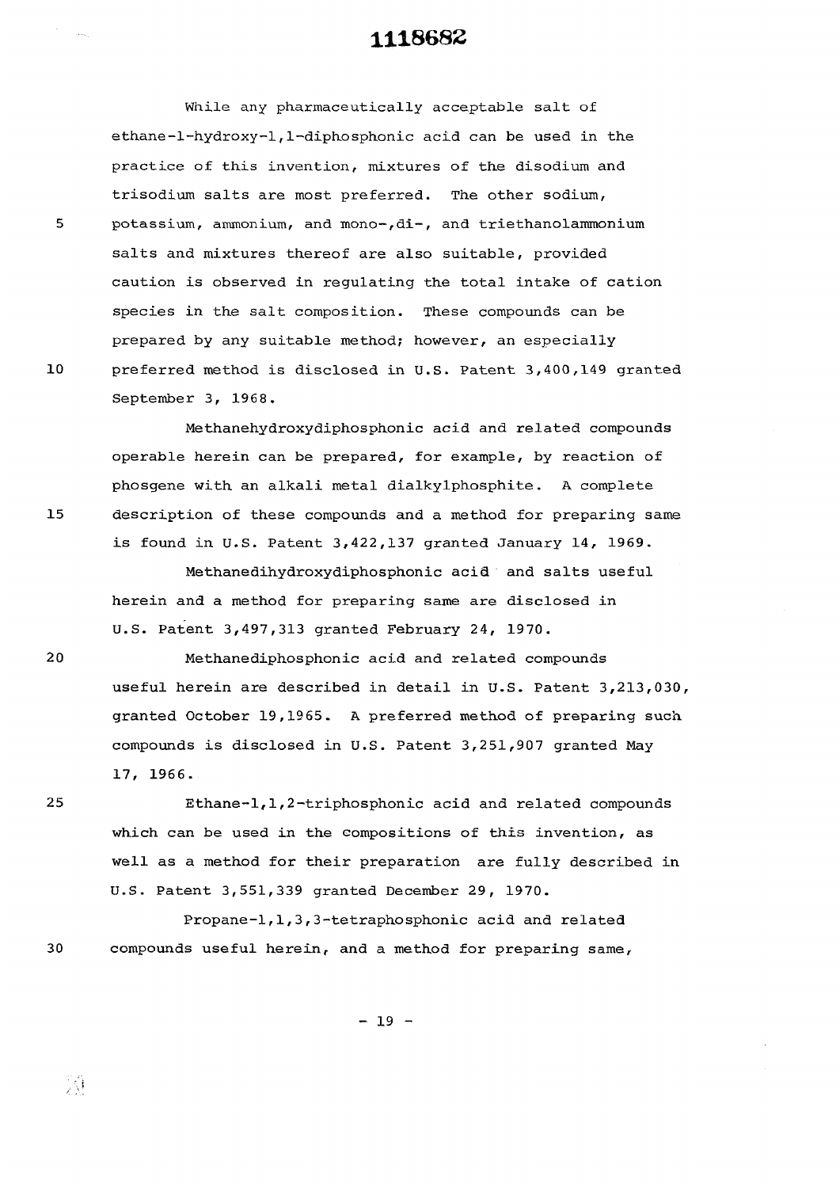While any pharmaceutically acceptable salt of ethane-1-hydroxy-1,1-diphosphonic acid can be used in the practice of this invention, mixtures of the disodium and trisodium salts are most preferred. The other sodium, potassium, ammonium, and mono-,di-, and triethanolammonium salts and mixtures thereof are also suitable, provided caution is observed in regulating the total intake of cation species in the salt composition. These compounds can be prepared by any suitable method; however, an especially preferred method is disclosed in U.S. Patent 3,400,149 granted September 3, 1968.

Methanehydroxydiphosphonic acid and related compounds operable herein can be prepared, for example, by reaction of phosgene with an alkali metal dialkylphosphite. A complete description of these compounds and a method for preparing same is found in U.S. Patent 3,422,137 granted January 14, 1969.

Methanedihydroxydiphosphonic acid and salts useful herein and a method for preparing same are disclosed in U.S. Patent 3,497,313 granted February 24, 1970.

Methanediphosphonic acid and related compounds useful herein are described in detail in U.S. Patent 3,213,030, granted October 19,1965. A preferred method of preparing such compounds is disclosed in U.S. Patent 3,251,907 granted May 17, 1966.

Ethane-1,1,2-triphosphonic acid and related compounds which can be used in the compositions of this invention, as well as a method for their preparation are fully described in U.S. Patent 3,551,339 granted December 29, 1970.

Propane-1,1,3,3-tetraphosphonic acid and related compounds useful herein, and a method for preparing same,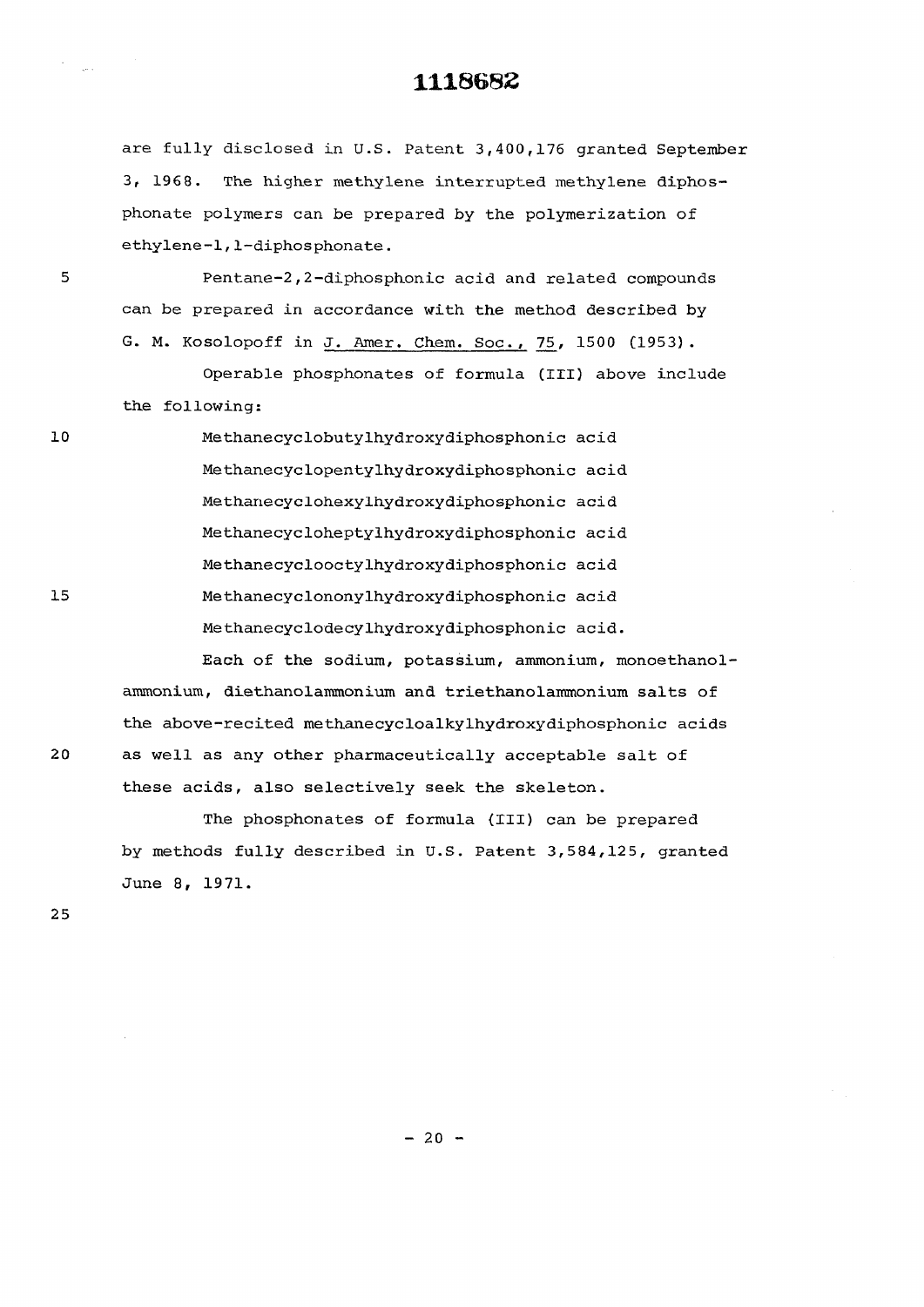are fully disclosed in U.S. Patent 3,400,176 granted September 3, 1968. The higher methylene interrupted methylene diphosphonate polymers can be prepared by the polymerization of ethylene-1,1-diphosphonate.

Pentane-2,2-diphosphonic acid and related compounds can be prepared in accordance with the method described by G. M. Kosolopoff in J. Amer. Chem. Soc., 75, 1500 (1953).

Operable phosphonates of formula (III) above include the following:

Methanecyclobutylhydroxydiphosphonic acid
Methanecyclopentylhydroxydiphosphonic acid
Methanecyclohexylhydroxydiphosphonic acid
Methanecycloheptylhydroxydiphosphonic acid
Methanecyclooctylhydroxydiphosphonic acid
Methanecyclononylhydroxydiphosphonic acid
Methanecyclodecylhydroxydiphosphonic acid.

Each of the sodium, potassium, ammonium, monoethanolammonium, diethanolammonium and triethanolammonium salts of the above-recited methanecycloalkylhydroxydiphosphonic acids as well as any other pharmaceutically acceptable salt of these acids, also selectively seek the skeleton.

The phosphonates of formula (III) can be prepared by methods fully described in U.S. Patent 3,584,125, granted June 8, 1971.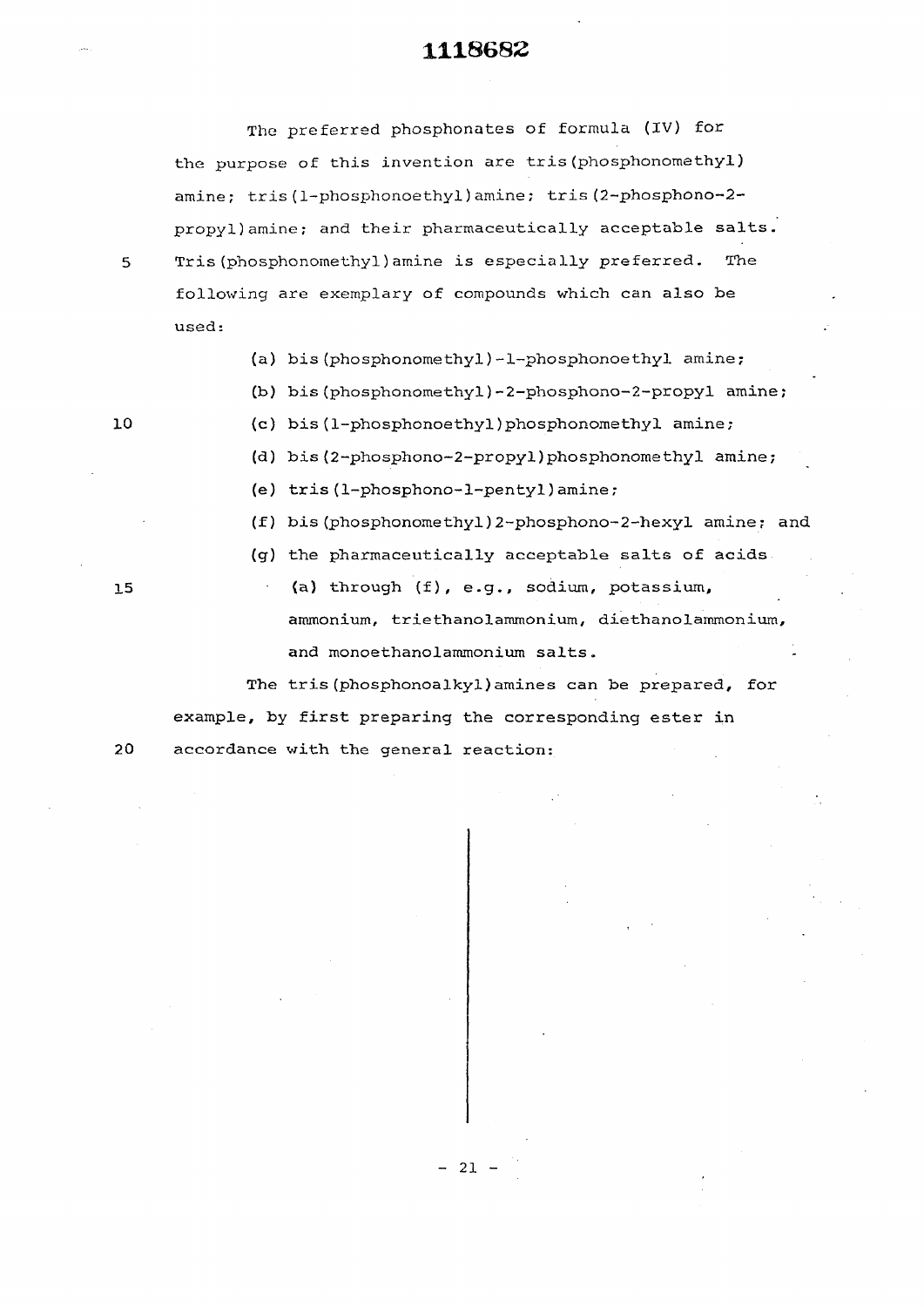The preferred phosphonates of formula (IV) for the purpose of this invention are tris(phosphonomethyl) amine; tris(1-phosphonoethyl)amine; tris(2-phosphono-2-propyl)amine; and their pharmaceutically acceptable salts. Tris(phosphonomethyl)amine is especially preferred. The following are exemplary of compounds which can also be used:

(a) bis(phosphonomethyl)-1-phosphonoethyl amine;
(b) bis(phosphonomethyl)-2-phosphono-2-propyl amine;
(c) bis(1-phosphonoethyl)phosphonomethyl amine;
(d) bis(2-phosphono-2-propyl)phosphonomethyl amine;
(e) tris(1-phosphono-1-pentyl)amine;
(f) bis(phosphonomethyl)2-phosphono-2-hexyl amine; and
(g) the pharmaceutically acceptable salts of acids (a) through (f), e.g., sodium, potassium, ammonium, triethanolammonium, diethanolammonium, and monoethanolammonium salts.

The tris(phosphonoalkyl)amines can be prepared, for example, by first preparing the corresponding ester in accordance with the general reaction: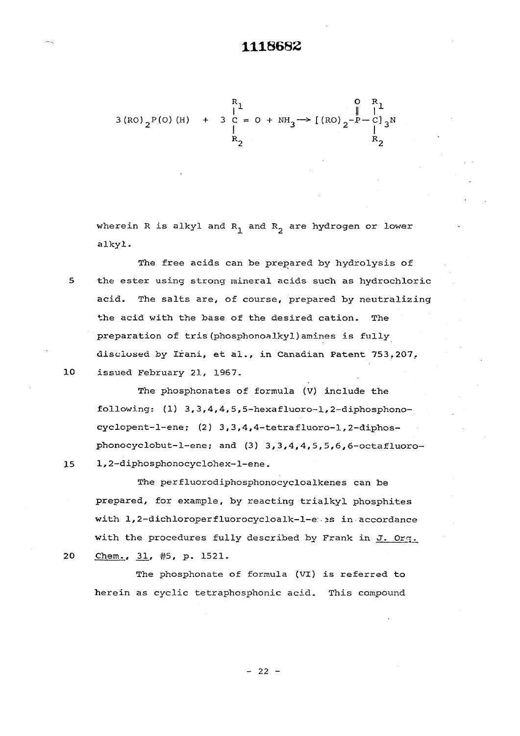$$3(RO)_2P(O)(H) + 3\ \overset{R_1}{\underset{R_2}{\overset{|}{\underset{|}{C}}}} = O + NH_3 \longrightarrow [(RO)_2-\overset{O}{\overset{\|}{P}}-\overset{R_1}{\underset{R_2}{\overset{|}{\underset{|}{C}}}}]_3N$$

wherein R is alkyl and $R_1$ and $R_2$ are hydrogen or lower alkyl.

The free acids can be prepared by hydrolysis of the ester using strong mineral acids such as hydrochloric acid. The salts are, of course, prepared by neutralizing the acid with the base of the desired cation. The preparation of tris(phosphonoalkyl)amines is fully disclosed by Irani, et al., in Canadian Patent 753,207, issued February 21, 1967.

The phosphonates of formula (V) include the following: (1) 3,3,4,4,5,5-hexafluoro-1,2-diphosphonocyclopent-1-ene; (2) 3,3,4,4-tetrafluoro-1,2-diphosphonocyclobut-1-ene; and (3) 3,3,4,4,5,5,6,6-octafluoro-1,2-diphosphonocyclohex-1-ene.

The perfluorodiphosphonocycloalkenes can be prepared, for example, by reacting trialkyl phosphites with 1,2-dichloroperfluorocycloalk-1-enes in accordance with the procedures fully described by Frank in _J. Org. Chem._, _31_, #5, p. 1521.

The phosphonate of formula (VI) is referred to herein as cyclic tetraphosphonic acid. This compound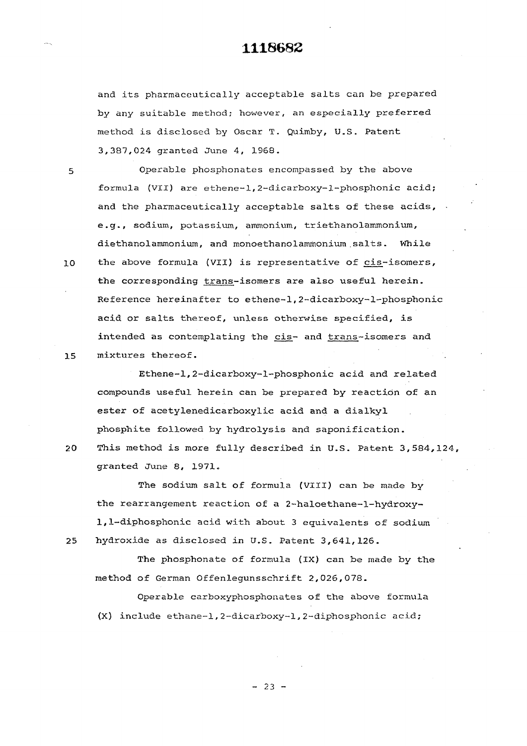and its pharmaceutically acceptable salts can be prepared by any suitable method; however, an especially preferred method is disclosed by Oscar T. Quimby, U.S. Patent 3,387,024 granted June 4, 1968.

Operable phosphonates encompassed by the above formula (VII) are ethene-1,2-dicarboxy-1-phosphonic acid; and the pharmaceutically acceptable salts of these acids, e.g., sodium, potassium, ammonium, triethanolammonium, diethanolammonium, and monoethanolammonium salts. While the above formula (VII) is representative of <u>cis</u>-isomers, the corresponding <u>trans</u>-isomers are also useful herein. Reference hereinafter to ethene-1,2-dicarboxy-1-phosphonic acid or salts thereof, unless otherwise specified, is intended as contemplating the <u>cis</u>- and <u>trans</u>-isomers and mixtures thereof.

Ethene-1,2-dicarboxy-1-phosphonic acid and related compounds useful herein can be prepared by reaction of an ester of acetylenedicarboxylic acid and a dialkyl phosphite followed by hydrolysis and saponification. This method is more fully described in U.S. Patent 3,584,124, granted June 8, 1971.

The sodium salt of formula (VIII) can be made by the rearrangement reaction of a 2-haloethane-1-hydroxy-1,1-diphosphonic acid with about 3 equivalents of sodium hydroxide as disclosed in U.S. Patent 3,641,126.

The phosphonate of formula (IX) can be made by the method of German Offenlegunsschrift 2,026,078.

Operable carboxyphosphonates of the above formula (X) include ethane-1,2-dicarboxy-1,2-diphosphonic acid;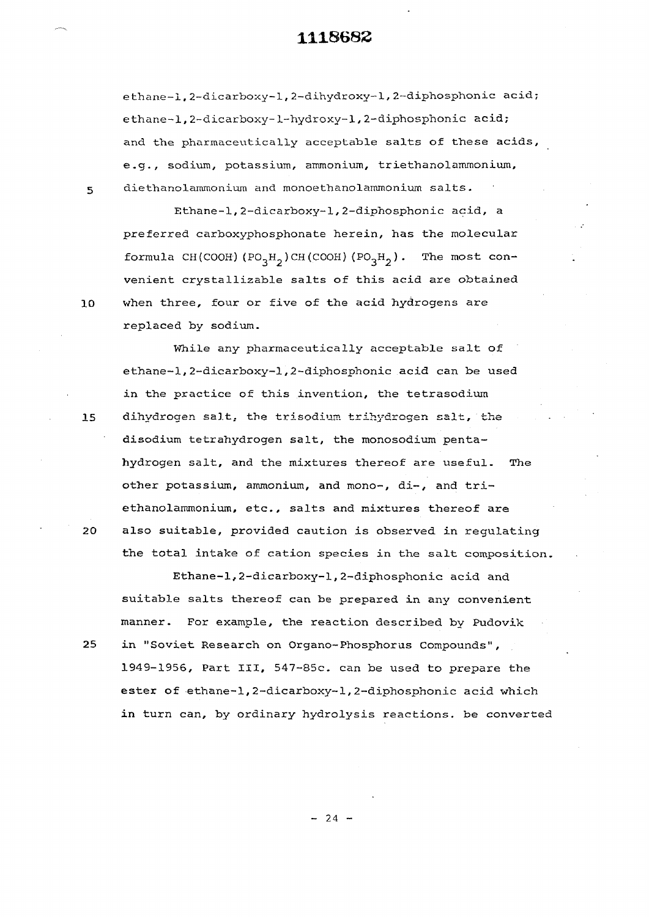ethane-1,2-dicarboxy-1,2-dihydroxy-1,2-diphosphonic acid; ethane-1,2-dicarboxy-1-hydroxy-1,2-diphosphonic acid; and the pharmaceutically acceptable salts of these acids, e.g., sodium, potassium, ammonium, triethanolammonium, diethanolammonium and monoethanolammonium salts.

Ethane-1,2-dicarboxy-1,2-diphosphonic acid, a preferred carboxyphosphonate herein, has the molecular formula $CH(COOH)(PO_3H_2)CH(COOH)(PO_3H_2)$. The most convenient crystallizable salts of this acid are obtained when three, four or five of the acid hydrogens are replaced by sodium.

While any pharmaceutically acceptable salt of ethane-1,2-dicarboxy-1,2-diphosphonic acid can be used in the practice of this invention, the tetrasodium dihydrogen salt, the trisodium trihydrogen salt, the disodium tetrahydrogen salt, the monosodium pentahydrogen salt, and the mixtures thereof are useful. The other potassium, ammonium, and mono-, di-, and triethanolammonium, etc., salts and mixtures thereof are also suitable, provided caution is observed in regulating the total intake of cation species in the salt composition.

Ethane-1,2-dicarboxy-1,2-diphosphonic acid and suitable salts thereof can be prepared in any convenient manner. For example, the reaction described by Pudovik in "Soviet Research on Organo-Phosphorus Compounds", 1949-1956, Part III, 547-85c. can be used to prepare the ester of ethane-1,2-dicarboxy-1,2-diphosphonic acid which in turn can, by ordinary hydrolysis reactions. be converted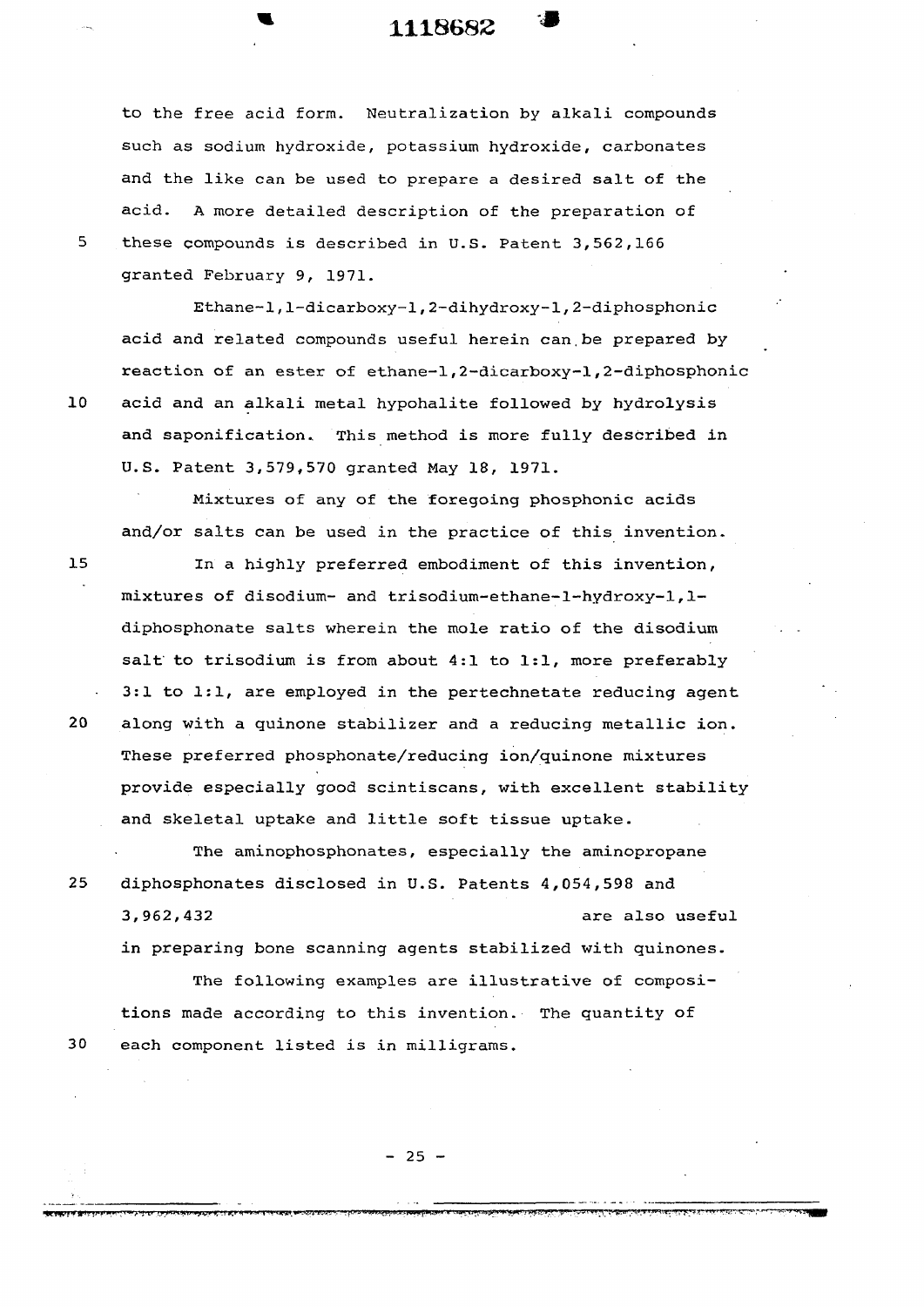to the free acid form. Neutralization by alkali compounds such as sodium hydroxide, potassium hydroxide, carbonates and the like can be used to prepare a desired salt of the acid. A more detailed description of the preparation of these compounds is described in U.S. Patent 3,562,166 granted February 9, 1971.

Ethane-1,1-dicarboxy-1,2-dihydroxy-1,2-diphosphonic acid and related compounds useful herein can be prepared by reaction of an ester of ethane-1,2-dicarboxy-1,2-diphosphonic acid and an alkali metal hypohalite followed by hydrolysis and saponification. This method is more fully described in U.S. Patent 3,579,570 granted May 18, 1971.

Mixtures of any of the foregoing phosphonic acids and/or salts can be used in the practice of this invention.

In a highly preferred embodiment of this invention, mixtures of disodium- and trisodium-ethane-1-hydroxy-1,1-diphosphonate salts wherein the mole ratio of the disodium salt to trisodium is from about 4:1 to 1:1, more preferably 3:1 to 1:1, are employed in the pertechnetate reducing agent along with a quinone stabilizer and a reducing metallic ion. These preferred phosphonate/reducing ion/quinone mixtures provide especially good scintiscans, with excellent stability and skeletal uptake and little soft tissue uptake.

The aminophosphonates, especially the aminopropane diphosphonates disclosed in U.S. Patents 4,054,598 and 3,962,432 are also useful in preparing bone scanning agents stabilized with quinones.

The following examples are illustrative of compositions made according to this invention. The quantity of each component listed is in milligrams.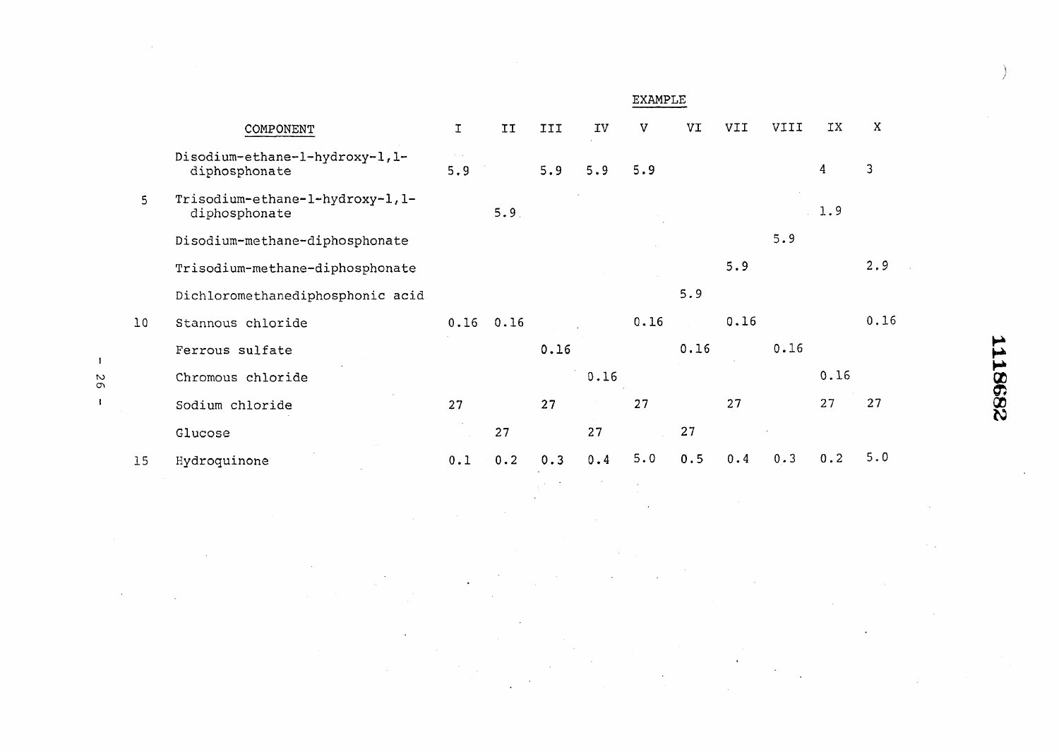| COMPONENT | I | II | III | IV | V | VI | VII | VIII | IX | X |
|---|---|---|---|---|---|---|---|---|---|---|
| | | | | | EXAMPLE | | | | | |
| Disodium-ethane-1-hydroxy-1,1-diphosphonate | 5.9 | | 5.9 | 5.9 | 5.9 | | | | 4 | 3 |
| Trisodium-ethane-1-hydroxy-1,1-diphosphonate | | 5.9 | | | | | | | 1.9 | |
| Disodium-methane-diphosphonate | | | | | | | | 5.9 | | |
| Trisodium-methane-diphosphonate | | | | | | | 5.9 | | | 2.9 |
| Dichloromethanediphosphonic acid | | | | | | 5.9 | | | | |
| Stannous chloride | 0.16 | 0.16 | | | 0.16 | | 0.16 | | | 0.16 |
| Ferrous sulfate | | | 0.16 | | | 0.16 | | 0.16 | | |
| Chromous chloride | | | | 0.16 | | | | | 0.16 | |
| Sodium chloride | 27 | | 27 | | 27 | | 27 | | 27 | 27 |
| Glucose | | 27 | | 27 | | 27 | | | | |
| Hydroquinone | 0.1 | 0.2 | 0.3 | 0.4 | 5.0 | 0.5 | 0.4 | 0.3 | 0.2 | 5.0 |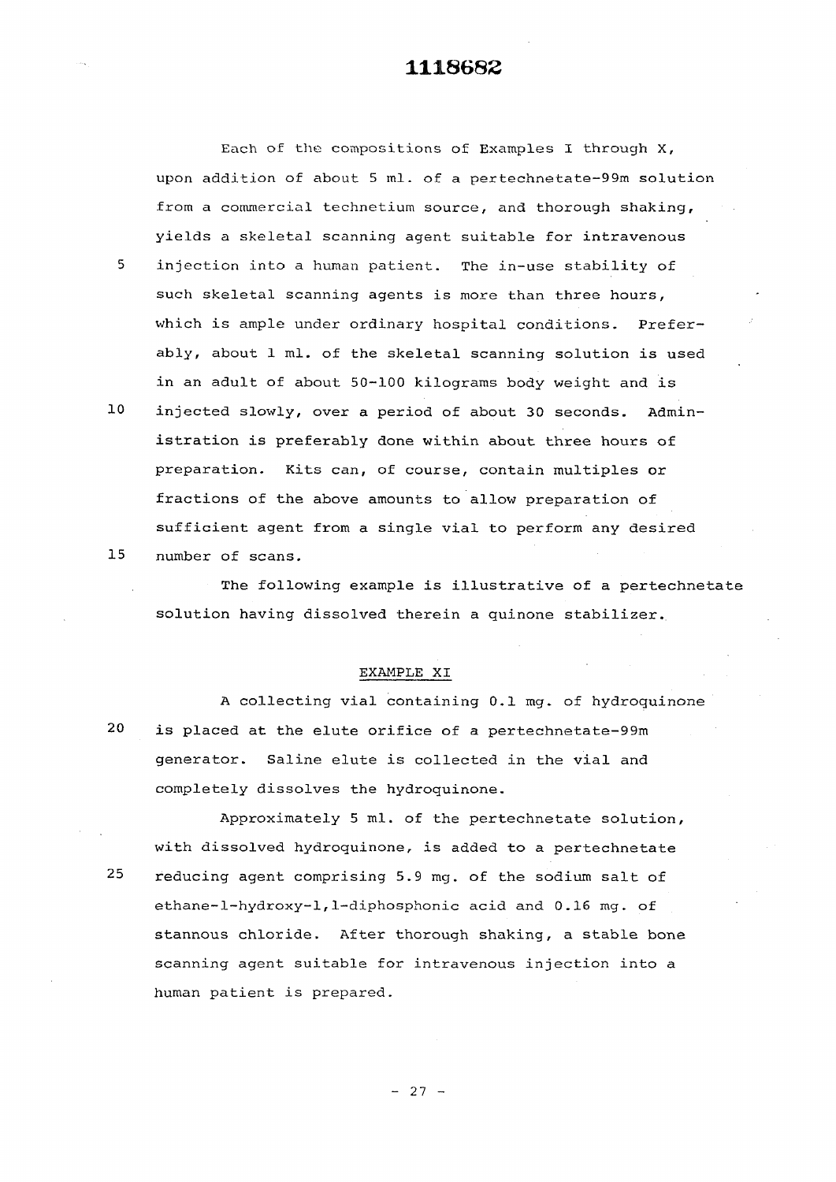Each of the compositions of Examples I through X, upon addition of about 5 ml. of a pertechnetate-99m solution from a commercial technetium source, and thorough shaking, yields a skeletal scanning agent suitable for intravenous injection into a human patient. The in-use stability of such skeletal scanning agents is more than three hours, which is ample under ordinary hospital conditions. Preferably, about 1 ml. of the skeletal scanning solution is used in an adult of about 50-100 kilograms body weight and is injected slowly, over a period of about 30 seconds. Administration is preferably done within about three hours of preparation. Kits can, of course, contain multiples or fractions of the above amounts to allow preparation of sufficient agent from a single vial to perform any desired number of scans.

The following example is illustrative of a pertechnetate solution having dissolved therein a quinone stabilizer.

## EXAMPLE XI

A collecting vial containing 0.1 mg. of hydroquinone is placed at the elute orifice of a pertechnetate-99m generator. Saline elute is collected in the vial and completely dissolves the hydroquinone.

Approximately 5 ml. of the pertechnetate solution, with dissolved hydroquinone, is added to a pertechnetate reducing agent comprising 5.9 mg. of the sodium salt of ethane-1-hydroxy-1,1-diphosphonic acid and 0.16 mg. of stannous chloride. After thorough shaking, a stable bone scanning agent suitable for intravenous injection into a human patient is prepared.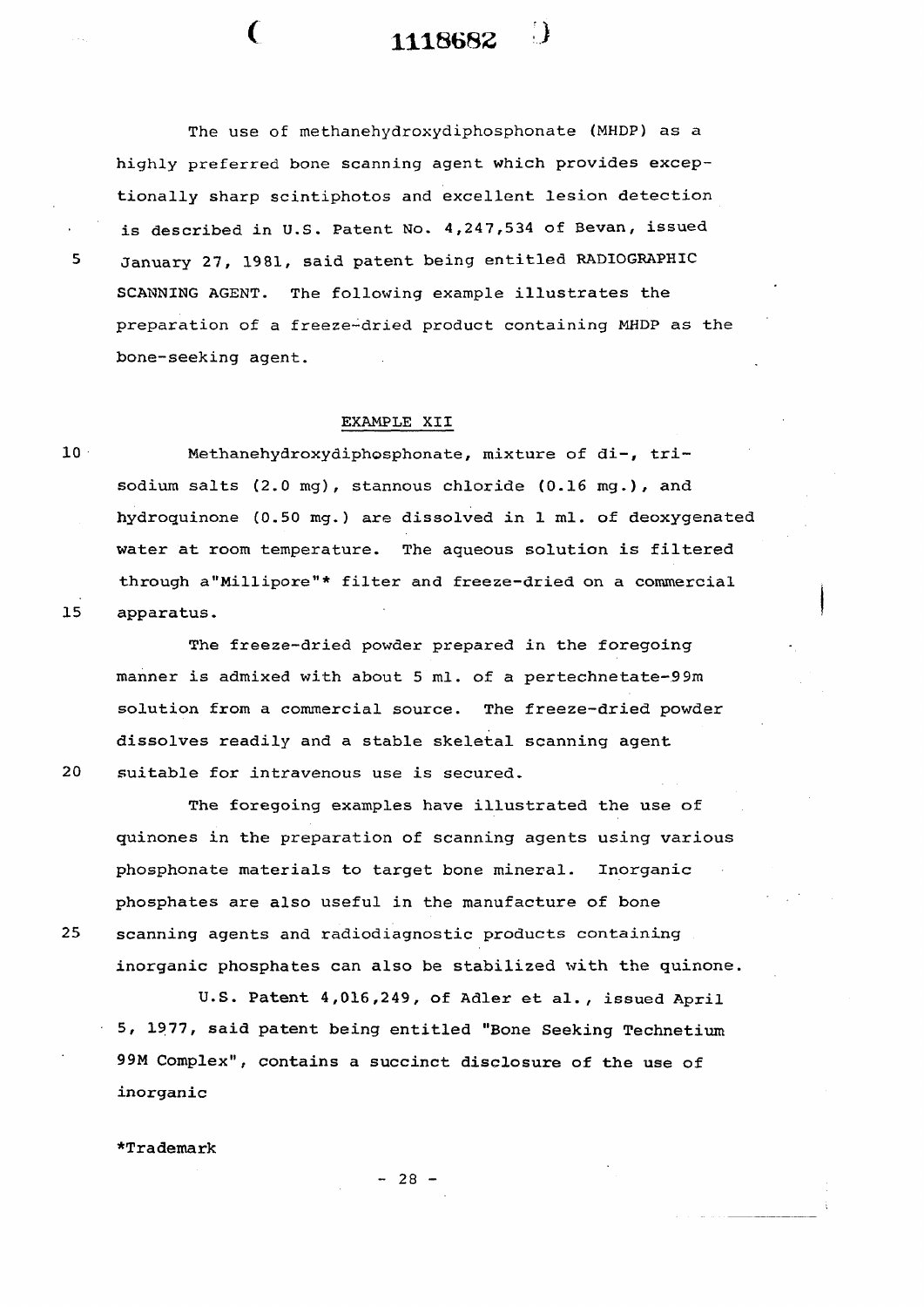The use of methanehydroxydiphosphonate (MHDP) as a highly preferred bone scanning agent which provides exceptionally sharp scintiphotos and excellent lesion detection is described in U.S. Patent No. 4,247,534 of Bevan, issued January 27, 1981, said patent being entitled RADIOGRAPHIC SCANNING AGENT. The following example illustrates the preparation of a freeze-dried product containing MHDP as the bone-seeking agent.

## EXAMPLE XII

Methanehydroxydiphosphonate, mixture of di-, trisodium salts (2.0 mg), stannous chloride (0.16 mg.), and hydroquinone (0.50 mg.) are dissolved in 1 ml. of deoxygenated water at room temperature. The aqueous solution is filtered through a "Millipore"* filter and freeze-dried on a commercial apparatus.

The freeze-dried powder prepared in the foregoing manner is admixed with about 5 ml. of a pertechnetate-99m solution from a commercial source. The freeze-dried powder dissolves readily and a stable skeletal scanning agent suitable for intravenous use is secured.

The foregoing examples have illustrated the use of quinones in the preparation of scanning agents using various phosphonate materials to target bone mineral. Inorganic phosphates are also useful in the manufacture of bone scanning agents and radiodiagnostic products containing inorganic phosphates can also be stabilized with the quinone.

U.S. Patent 4,016,249, of Adler et al., issued April 5, 1977, said patent being entitled "Bone Seeking Technetium 99M Complex", contains a succinct disclosure of the use of inorganic

*Trademark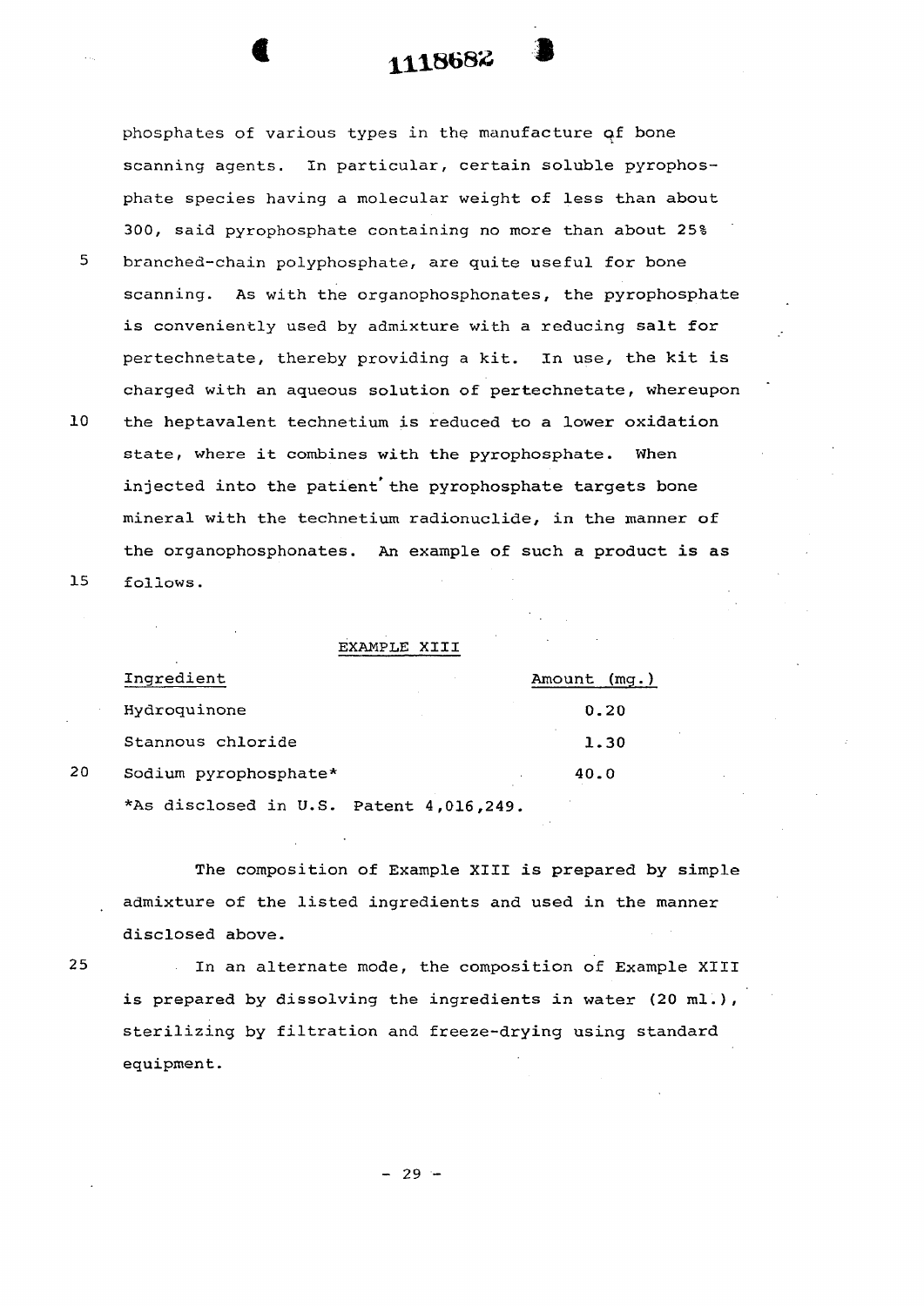phosphates of various types in the manufacture of bone scanning agents. In particular, certain soluble pyrophosphate species having a molecular weight of less than about 300, said pyrophosphate containing no more than about 25% branched-chain polyphosphate, are quite useful for bone scanning. As with the organophosphonates, the pyrophosphate is conveniently used by admixture with a reducing salt for pertechnetate, thereby providing a kit. In use, the kit is charged with an aqueous solution of pertechnetate, whereupon the heptavalent technetium is reduced to a lower oxidation state, where it combines with the pyrophosphate. When injected into the patient the pyrophosphate targets bone mineral with the technetium radionuclide, in the manner of the organophosphonates. An example of such a product is as follows.

## EXAMPLE XIII

| Ingredient | Amount (mg.) |
|---|---|
| Hydroquinone | 0.20 |
| Stannous chloride | 1.30 |
| Sodium pyrophosphate* | 40.0 |

*As disclosed in U.S. Patent 4,016,249.

The composition of Example XIII is prepared by simple admixture of the listed ingredients and used in the manner disclosed above.

In an alternate mode, the composition of Example XIII is prepared by dissolving the ingredients in water (20 ml.), sterilizing by filtration and freeze-drying using standard equipment.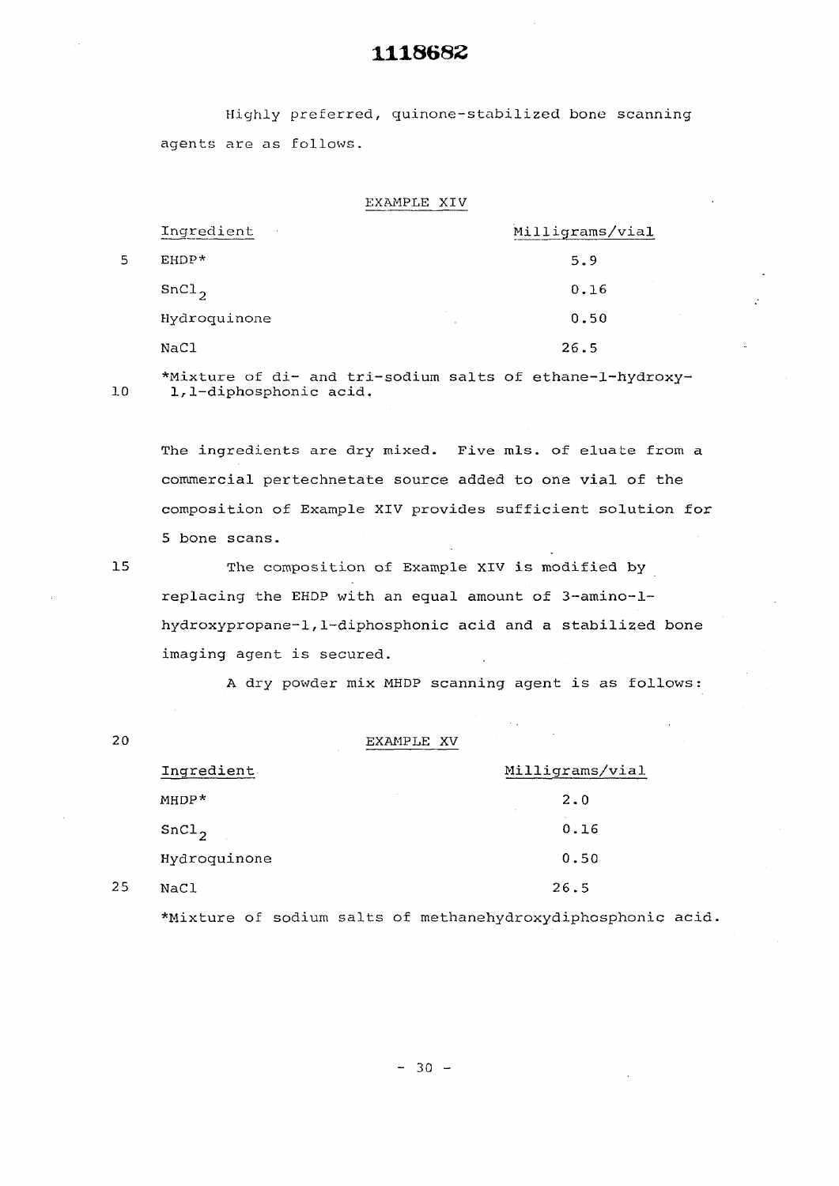Highly preferred, quinone-stabilized bone scanning agents are as follows.

EXAMPLE XIV

| Ingredient | Milligrams/vial |
| --- | --- |
| EHDP* | 5.9 |
| $SnCl_2$ | 0.16 |
| Hydroquinone | 0.50 |
| NaCl | 26.5 |

*Mixture of di- and tri-sodium salts of ethane-1-hydroxy-1,1-diphosphonic acid.

The ingredients are dry mixed. Five mls. of eluate from a commercial pertechnetate source added to one vial of the composition of Example XIV provides sufficient solution for 5 bone scans.

The composition of Example XIV is modified by replacing the EHDP with an equal amount of 3-amino-1-hydroxypropane-1,1-diphosphonic acid and a stabilized bone imaging agent is secured.

A dry powder mix MHDP scanning agent is as follows:

EXAMPLE XV

| Ingredient | Milligrams/vial |
| --- | --- |
| MHDP* | 2.0 |
| $SnCl_2$ | 0.16 |
| Hydroquinone | 0.50 |
| NaCl | 26.5 |

*Mixture of sodium salts of methanehydroxydiphosphonic acid.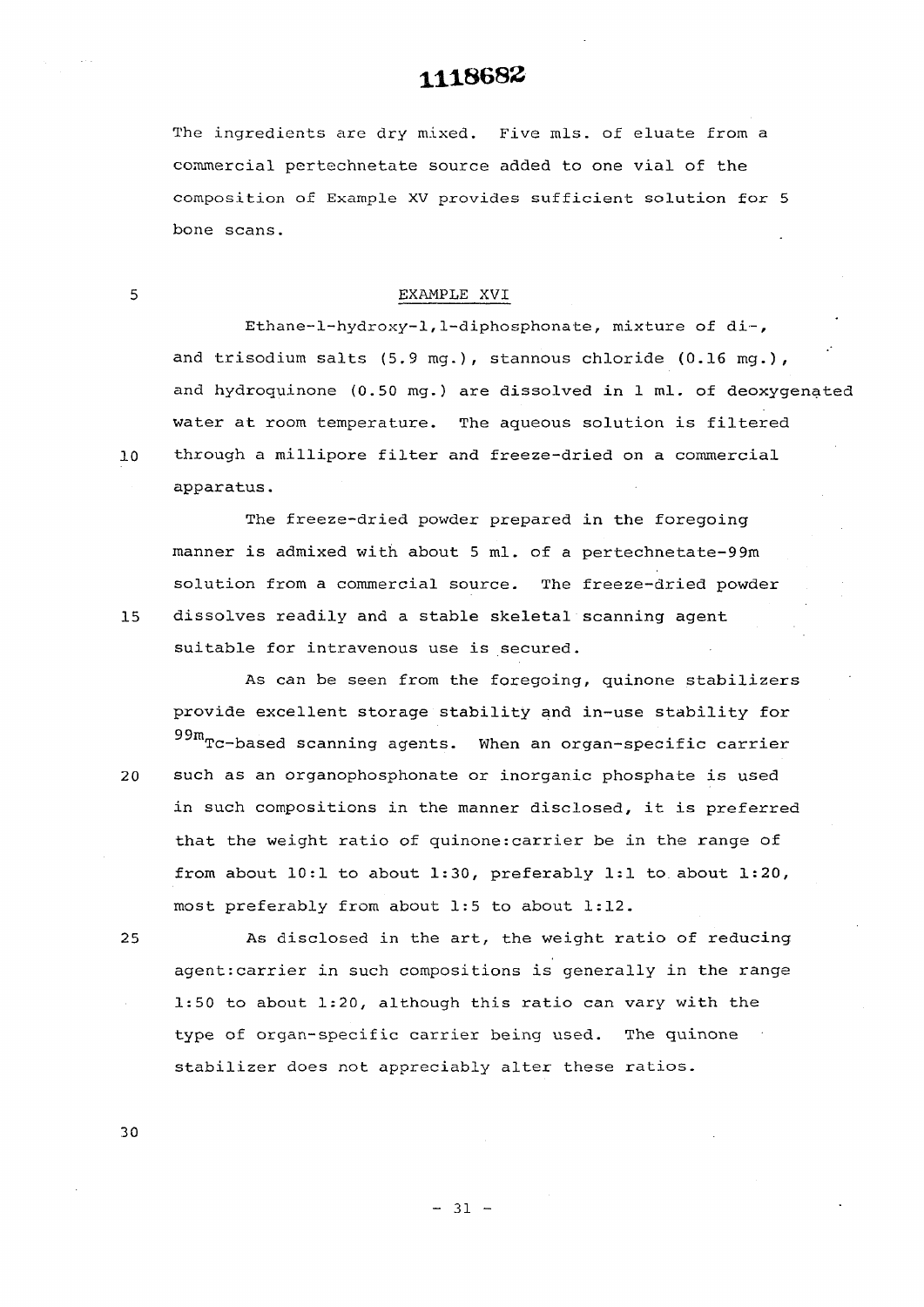The ingredients are dry mixed. Five mls. of eluate from a commercial pertechnetate source added to one vial of the composition of Example XV provides sufficient solution for 5 bone scans.

## EXAMPLE XVI

Ethane-1-hydroxy-1,1-diphosphonate, mixture of di-, and trisodium salts (5.9 mg.), stannous chloride (0.16 mg.), and hydroquinone (0.50 mg.) are dissolved in 1 ml. of deoxygenated water at room temperature. The aqueous solution is filtered through a millipore filter and freeze-dried on a commercial apparatus.

The freeze-dried powder prepared in the foregoing manner is admixed with about 5 ml. of a pertechnetate-99m solution from a commercial source. The freeze-dried powder dissolves readily and a stable skeletal scanning agent suitable for intravenous use is secured.

As can be seen from the foregoing, quinone stabilizers provide excellent storage stability and in-use stability for $^{99m}$Tc-based scanning agents. When an organ-specific carrier such as an organophosphonate or inorganic phosphate is used in such compositions in the manner disclosed, it is preferred that the weight ratio of quinone:carrier be in the range of from about 10:1 to about 1:30, preferably 1:1 to about 1:20, most preferably from about 1:5 to about 1:12.

As disclosed in the art, the weight ratio of reducing agent:carrier in such compositions is generally in the range 1:50 to about 1:20, although this ratio can vary with the type of organ-specific carrier being used. The quinone stabilizer does not appreciably alter these ratios.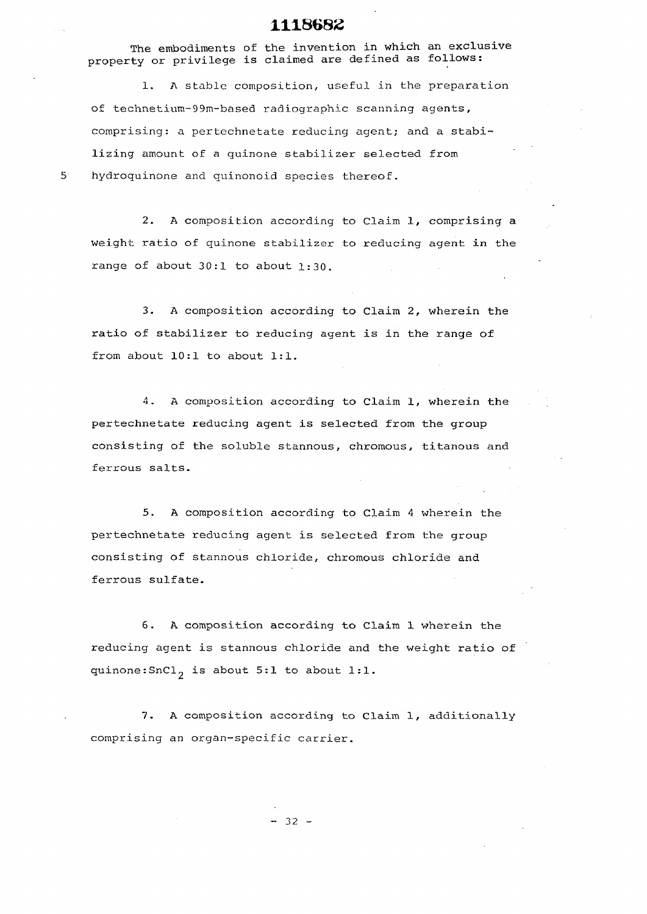The embodiments of the invention in which an exclusive property or privilege is claimed are defined as follows:

1. A stable composition, useful in the preparation of technetium-99m-based radiographic scanning agents, comprising: a pertechnetate reducing agent; and a stabilizing amount of a quinone stabilizer selected from hydroquinone and quinonoid species thereof.

2. A composition according to Claim 1, comprising a weight ratio of quinone stabilizer to reducing agent in the range of about 30:1 to about 1:30.

3. A composition according to Claim 2, wherein the ratio of stabilizer to reducing agent is in the range of from about 10:1 to about 1:1.

4. A composition according to Claim 1, wherein the pertechnetate reducing agent is selected from the group consisting of the soluble stannous, chromous, titanous and ferrous salts.

5. A composition according to Claim 4 wherein the pertechnetate reducing agent is selected from the group consisting of stannous chloride, chromous chloride and ferrous sulfate.

6. A composition according to Claim 1 wherein the reducing agent is stannous chloride and the weight ratio of quinone:$SnCl_2$ is about 5:1 to about 1:1.

7. A composition according to Claim 1, additionally comprising an organ-specific carrier.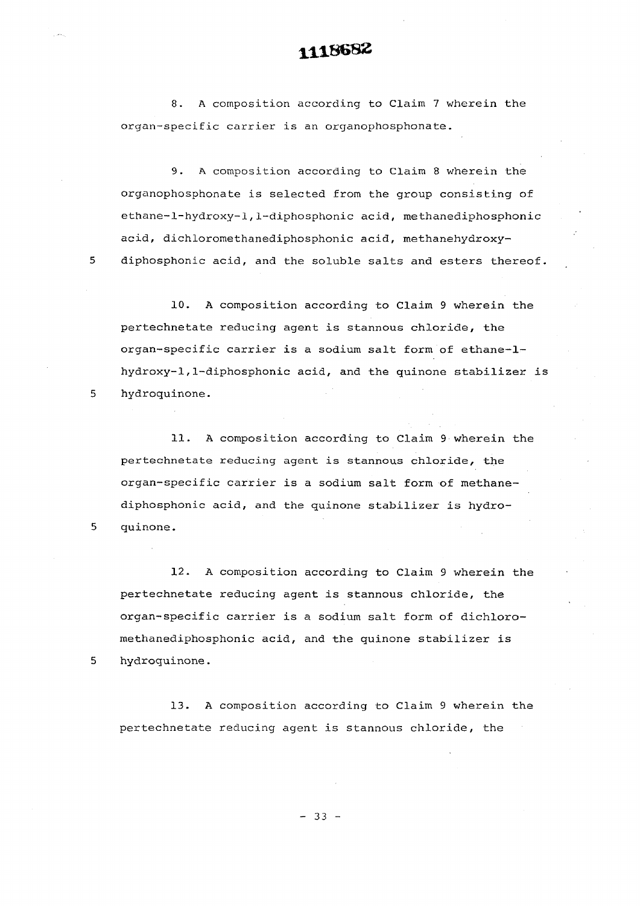8. A composition according to Claim 7 wherein the organ-specific carrier is an organophosphonate.

9. A composition according to Claim 8 wherein the organophosphonate is selected from the group consisting of ethane-1-hydroxy-1,1-diphosphonic acid, methanediphosphonic acid, dichloromethanediphosphonic acid, methanehydroxydiphosphonic acid, and the soluble salts and esters thereof.

10. A composition according to Claim 9 wherein the pertechnetate reducing agent is stannous chloride, the organ-specific carrier is a sodium salt form of ethane-1-hydroxy-1,1-diphosphonic acid, and the quinone stabilizer is hydroquinone.

11. A composition according to Claim 9 wherein the pertechnetate reducing agent is stannous chloride, the organ-specific carrier is a sodium salt form of methanediphosphonic acid, and the quinone stabilizer is hydroquinone.

12. A composition according to Claim 9 wherein the pertechnetate reducing agent is stannous chloride, the organ-specific carrier is a sodium salt form of dichloromethanediphosphonic acid, and the quinone stabilizer is hydroquinone.

13. A composition according to Claim 9 wherein the pertechnetate reducing agent is stannous chloride, the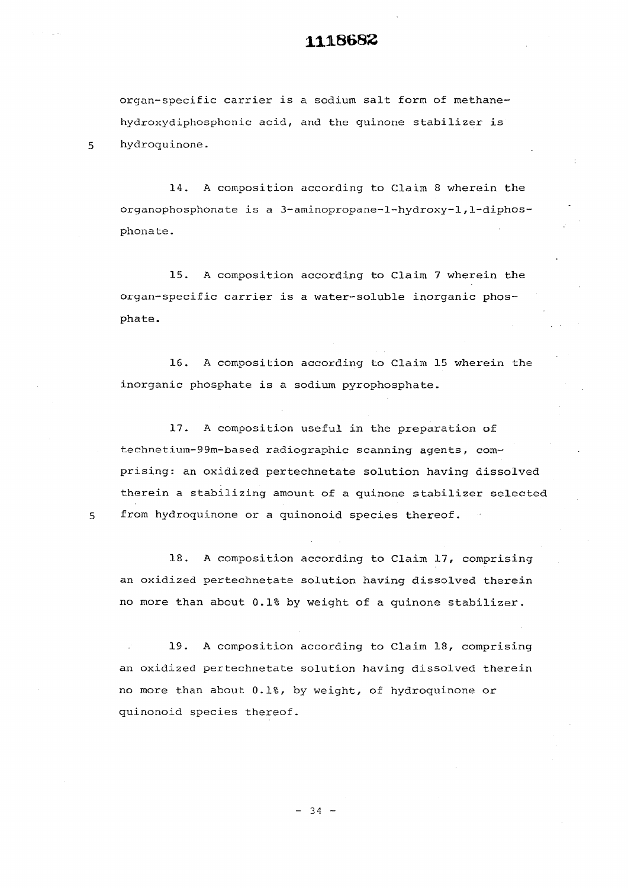organ-specific carrier is a sodium salt form of methane-hydroxydiphosphonic acid, and the quinone stabilizer is hydroquinone.

14. A composition according to Claim 8 wherein the organophosphonate is a 3-aminopropane-1-hydroxy-1,1-diphosphonate.

15. A composition according to Claim 7 wherein the organ-specific carrier is a water-soluble inorganic phosphate.

16. A composition according to Claim 15 wherein the inorganic phosphate is a sodium pyrophosphate.

17. A composition useful in the preparation of technetium-99m-based radiographic scanning agents, comprising: an oxidized pertechnetate solution having dissolved therein a stabilizing amount of a quinone stabilizer selected from hydroquinone or a quinonoid species thereof.

18. A composition according to Claim 17, comprising an oxidized pertechnetate solution having dissolved therein no more than about 0.1% by weight of a quinone stabilizer.

19. A composition according to Claim 18, comprising an oxidized pertechnetate solution having dissolved therein no more than about 0.1%, by weight, of hydroquinone or quinonoid species thereof.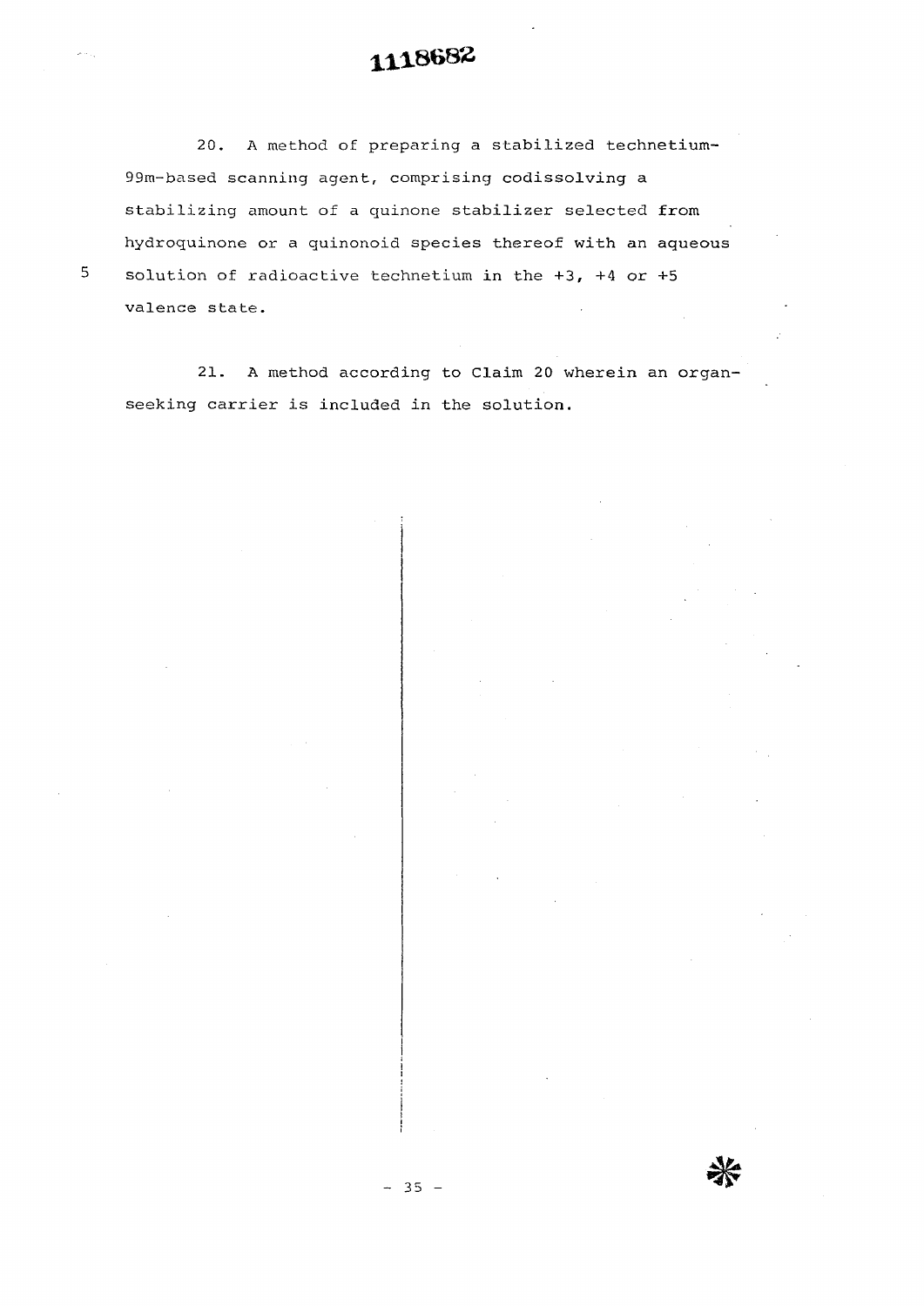20. A method of preparing a stabilized technetium-99m-based scanning agent, comprising codissolving a stabilizing amount of a quinone stabilizer selected from hydroquinone or a quinonoid species thereof with an aqueous solution of radioactive technetium in the +3, +4 or +5 valence state.

21. A method according to Claim 20 wherein an organ-seeking carrier is included in the solution.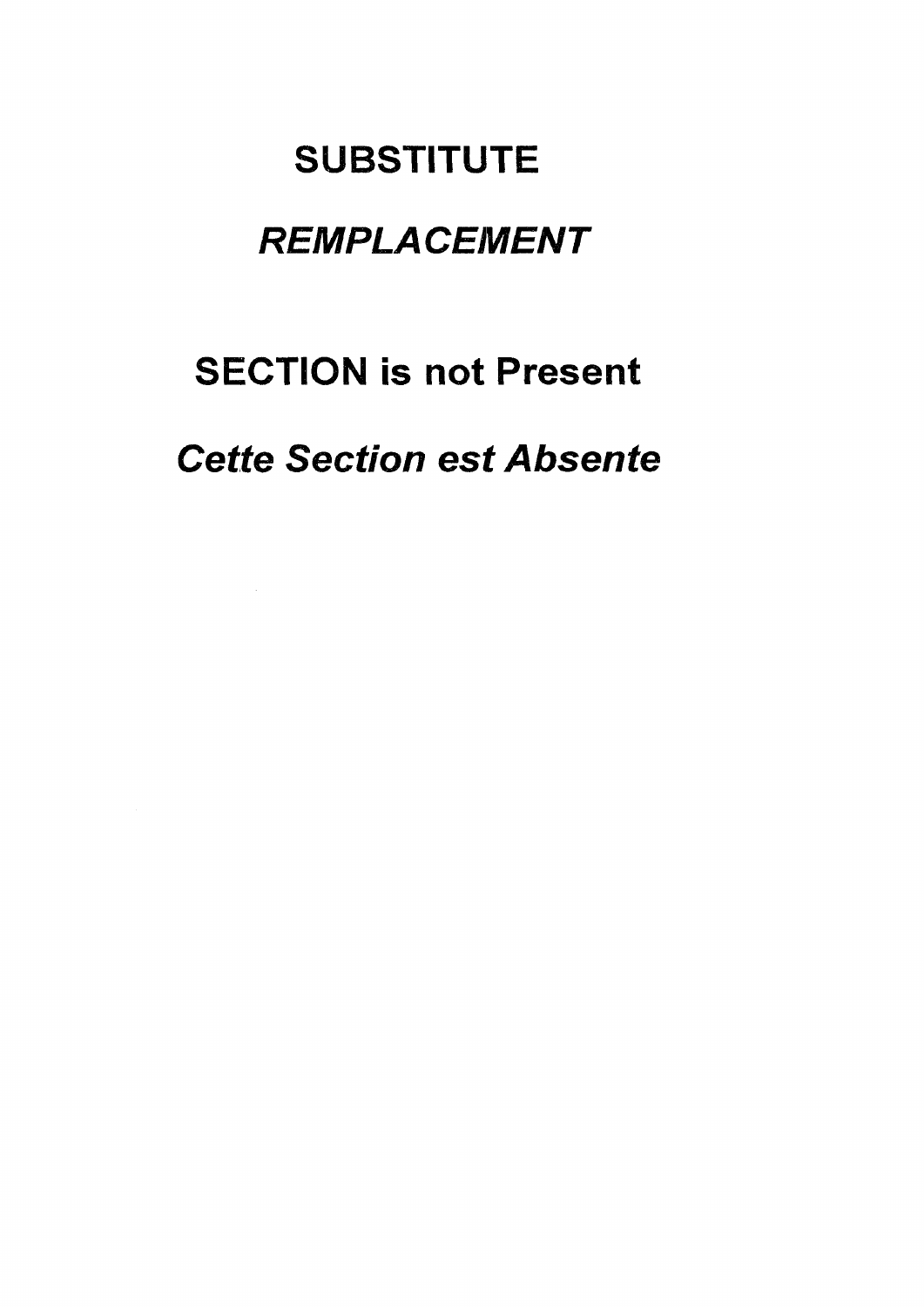**SUBSTITUTE**

***REMPLACEMENT***

**SECTION is not Present**

***Cette Section est Absente***